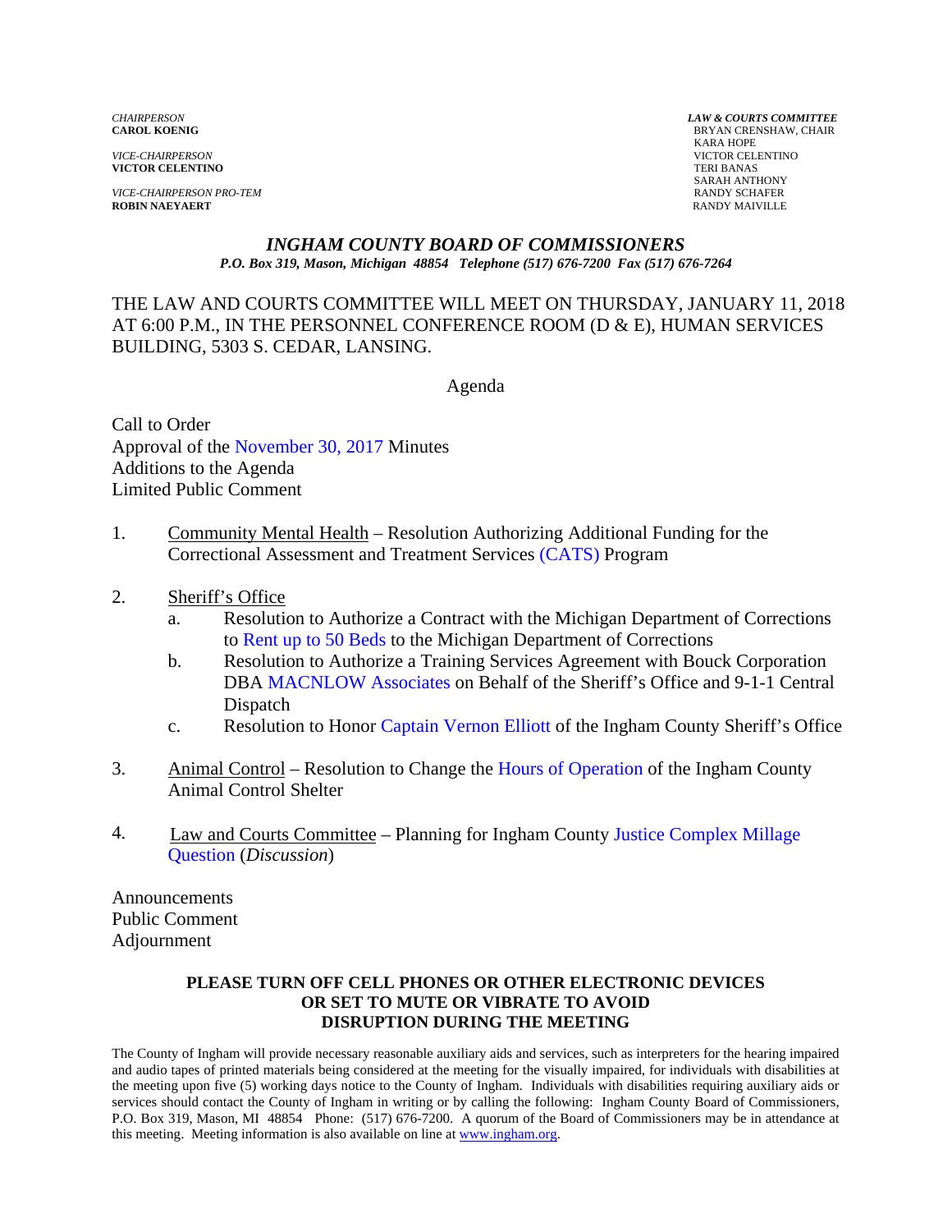*CHAIRPERSON*
**CAROL KOENIG**

*VICE-CHAIRPERSON*
**VICTOR CELENTINO**

*VICE-CHAIRPERSON PRO-TEM*
**ROBIN NAEYAERT**

***LAW & COURTS COMMITTEE***
BRYAN CRENSHAW, CHAIR
KARA HOPE
VICTOR CELENTINO
TERI BANAS
SARAH ANTHONY
RANDY SCHAFER
RANDY MAIVILLE

# *INGHAM COUNTY BOARD OF COMMISSIONERS*

***P.O. Box 319, Mason, Michigan 48854 Telephone (517) 676-7200 Fax (517) 676-7264***

THE LAW AND COURTS COMMITTEE WILL MEET ON THURSDAY, JANUARY 11, 2018 AT 6:00 P.M., IN THE PERSONNEL CONFERENCE ROOM (D & E), HUMAN SERVICES BUILDING, 5303 S. CEDAR, LANSING.

Agenda

Call to Order
Approval of the November 30, 2017 Minutes
Additions to the Agenda
Limited Public Comment

1. Community Mental Health – Resolution Authorizing Additional Funding for the Correctional Assessment and Treatment Services (CATS) Program

2. Sheriff's Office
   a. Resolution to Authorize a Contract with the Michigan Department of Corrections to Rent up to 50 Beds to the Michigan Department of Corrections
   b. Resolution to Authorize a Training Services Agreement with Bouck Corporation DBA MACNLOW Associates on Behalf of the Sheriff's Office and 9-1-1 Central Dispatch
   c. Resolution to Honor Captain Vernon Elliott of the Ingham County Sheriff's Office

3. Animal Control – Resolution to Change the Hours of Operation of the Ingham County Animal Control Shelter

4. Law and Courts Committee – Planning for Ingham County Justice Complex Millage Question (*Discussion*)

Announcements
Public Comment
Adjournment

**PLEASE TURN OFF CELL PHONES OR OTHER ELECTRONIC DEVICES OR SET TO MUTE OR VIBRATE TO AVOID DISRUPTION DURING THE MEETING**

The County of Ingham will provide necessary reasonable auxiliary aids and services, such as interpreters for the hearing impaired and audio tapes of printed materials being considered at the meeting for the visually impaired, for individuals with disabilities at the meeting upon five (5) working days notice to the County of Ingham. Individuals with disabilities requiring auxiliary aids or services should contact the County of Ingham in writing or by calling the following: Ingham County Board of Commissioners, P.O. Box 319, Mason, MI 48854 Phone: (517) 676-7200. A quorum of the Board of Commissioners may be in attendance at this meeting. Meeting information is also available on line at www.ingham.org.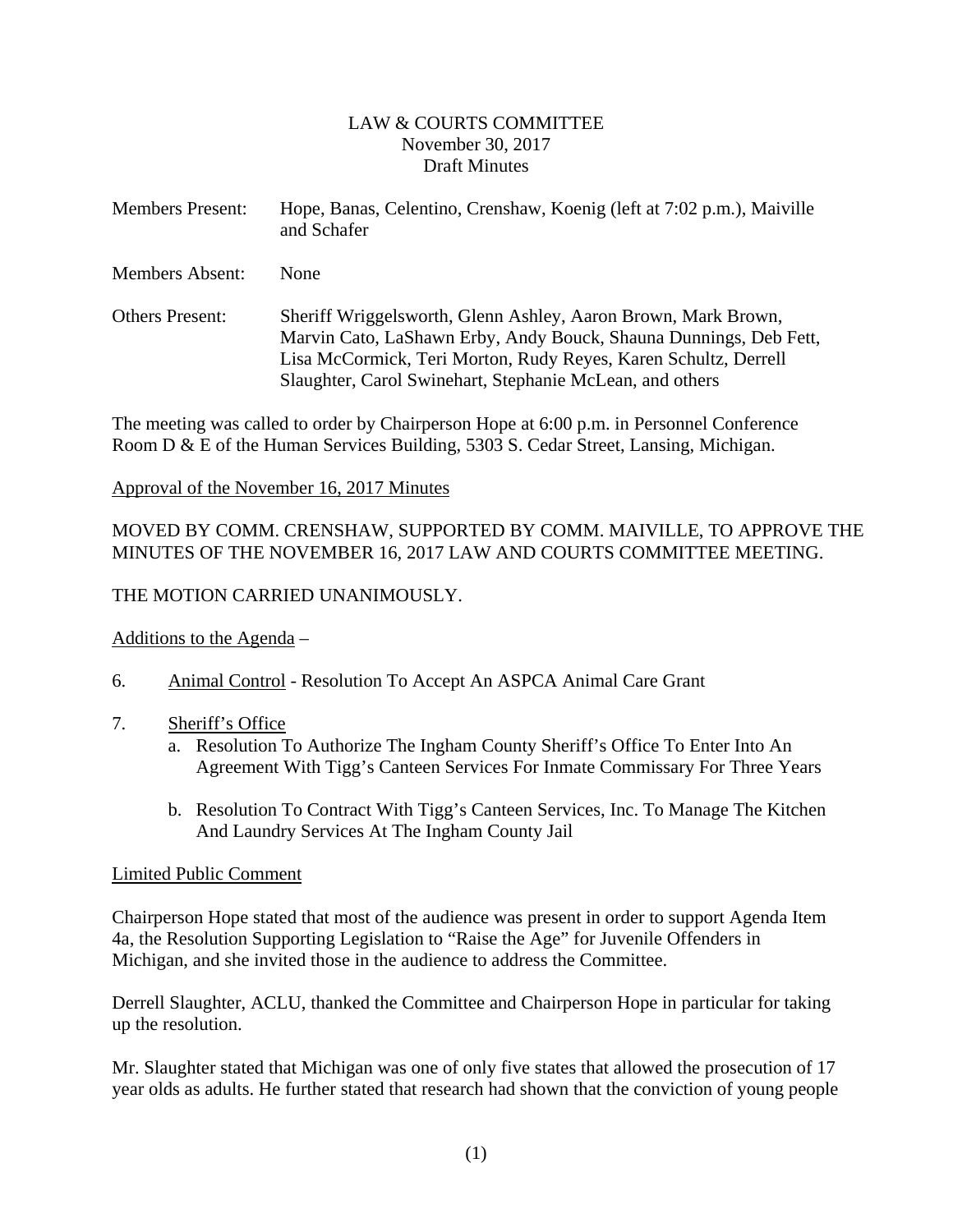LAW & COURTS COMMITTEE
November 30, 2017
Draft Minutes

| | |
|---|---|
| Members Present: | Hope, Banas, Celentino, Crenshaw, Koenig (left at 7:02 p.m.), Maiville and Schafer |
| Members Absent: | None |
| Others Present: | Sheriff Wriggelsworth, Glenn Ashley, Aaron Brown, Mark Brown, Marvin Cato, LaShawn Erby, Andy Bouck, Shauna Dunnings, Deb Fett, Lisa McCormick, Teri Morton, Rudy Reyes, Karen Schultz, Derrell Slaughter, Carol Swinehart, Stephanie McLean, and others |

The meeting was called to order by Chairperson Hope at 6:00 p.m. in Personnel Conference Room D & E of the Human Services Building, 5303 S. Cedar Street, Lansing, Michigan.

Approval of the November 16, 2017 Minutes

MOVED BY COMM. CRENSHAW, SUPPORTED BY COMM. MAIVILLE, TO APPROVE THE MINUTES OF THE NOVEMBER 16, 2017 LAW AND COURTS COMMITTEE MEETING.

THE MOTION CARRIED UNANIMOUSLY.

Additions to the Agenda –

6. Animal Control - Resolution To Accept An ASPCA Animal Care Grant

7. Sheriff's Office
   a. Resolution To Authorize The Ingham County Sheriff's Office To Enter Into An Agreement With Tigg's Canteen Services For Inmate Commissary For Three Years

   b. Resolution To Contract With Tigg's Canteen Services, Inc. To Manage The Kitchen And Laundry Services At The Ingham County Jail

Limited Public Comment

Chairperson Hope stated that most of the audience was present in order to support Agenda Item 4a, the Resolution Supporting Legislation to "Raise the Age" for Juvenile Offenders in Michigan, and she invited those in the audience to address the Committee.

Derrell Slaughter, ACLU, thanked the Committee and Chairperson Hope in particular for taking up the resolution.

Mr. Slaughter stated that Michigan was one of only five states that allowed the prosecution of 17 year olds as adults. He further stated that research had shown that the conviction of young people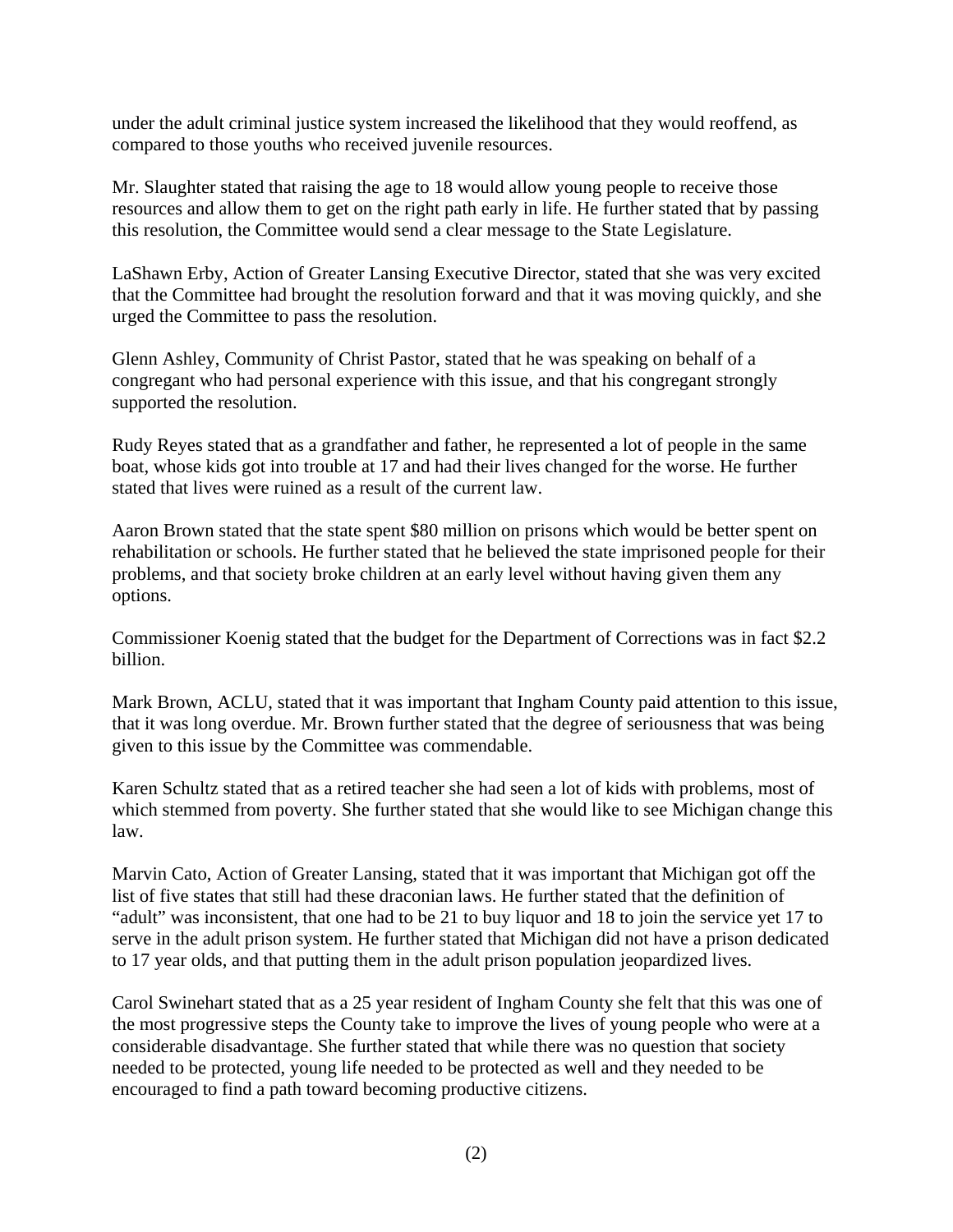under the adult criminal justice system increased the likelihood that they would reoffend, as compared to those youths who received juvenile resources.

Mr. Slaughter stated that raising the age to 18 would allow young people to receive those resources and allow them to get on the right path early in life. He further stated that by passing this resolution, the Committee would send a clear message to the State Legislature.

LaShawn Erby, Action of Greater Lansing Executive Director, stated that she was very excited that the Committee had brought the resolution forward and that it was moving quickly, and she urged the Committee to pass the resolution.

Glenn Ashley, Community of Christ Pastor, stated that he was speaking on behalf of a congregant who had personal experience with this issue, and that his congregant strongly supported the resolution.

Rudy Reyes stated that as a grandfather and father, he represented a lot of people in the same boat, whose kids got into trouble at 17 and had their lives changed for the worse. He further stated that lives were ruined as a result of the current law.

Aaron Brown stated that the state spent $80 million on prisons which would be better spent on rehabilitation or schools. He further stated that he believed the state imprisoned people for their problems, and that society broke children at an early level without having given them any options.

Commissioner Koenig stated that the budget for the Department of Corrections was in fact $2.2 billion.

Mark Brown, ACLU, stated that it was important that Ingham County paid attention to this issue, that it was long overdue. Mr. Brown further stated that the degree of seriousness that was being given to this issue by the Committee was commendable.

Karen Schultz stated that as a retired teacher she had seen a lot of kids with problems, most of which stemmed from poverty. She further stated that she would like to see Michigan change this law.

Marvin Cato, Action of Greater Lansing, stated that it was important that Michigan got off the list of five states that still had these draconian laws. He further stated that the definition of "adult" was inconsistent, that one had to be 21 to buy liquor and 18 to join the service yet 17 to serve in the adult prison system. He further stated that Michigan did not have a prison dedicated to 17 year olds, and that putting them in the adult prison population jeopardized lives.

Carol Swinehart stated that as a 25 year resident of Ingham County she felt that this was one of the most progressive steps the County take to improve the lives of young people who were at a considerable disadvantage. She further stated that while there was no question that society needed to be protected, young life needed to be protected as well and they needed to be encouraged to find a path toward becoming productive citizens.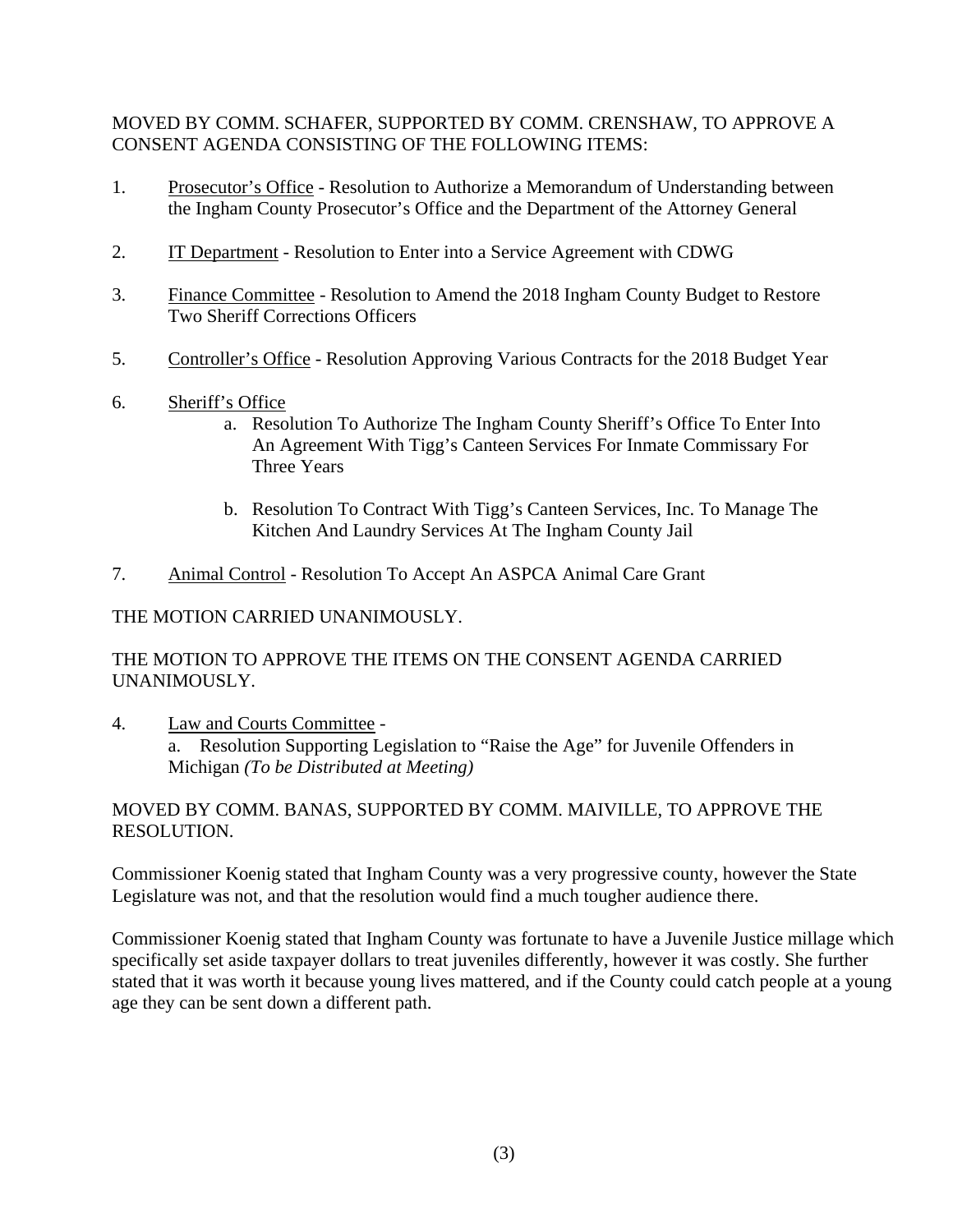MOVED BY COMM. SCHAFER, SUPPORTED BY COMM. CRENSHAW, TO APPROVE A CONSENT AGENDA CONSISTING OF THE FOLLOWING ITEMS:

1. Prosecutor's Office - Resolution to Authorize a Memorandum of Understanding between the Ingham County Prosecutor's Office and the Department of the Attorney General

2. IT Department - Resolution to Enter into a Service Agreement with CDWG

3. Finance Committee - Resolution to Amend the 2018 Ingham County Budget to Restore Two Sheriff Corrections Officers

5. Controller's Office - Resolution Approving Various Contracts for the 2018 Budget Year

6. Sheriff's Office
   a. Resolution To Authorize The Ingham County Sheriff's Office To Enter Into An Agreement With Tigg's Canteen Services For Inmate Commissary For Three Years

   b. Resolution To Contract With Tigg's Canteen Services, Inc. To Manage The Kitchen And Laundry Services At The Ingham County Jail

7. Animal Control - Resolution To Accept An ASPCA Animal Care Grant

THE MOTION CARRIED UNANIMOUSLY.

THE MOTION TO APPROVE THE ITEMS ON THE CONSENT AGENDA CARRIED UNANIMOUSLY.

4. Law and Courts Committee -
   a. Resolution Supporting Legislation to "Raise the Age" for Juvenile Offenders in Michigan *(To be Distributed at Meeting)*

MOVED BY COMM. BANAS, SUPPORTED BY COMM. MAIVILLE, TO APPROVE THE RESOLUTION.

Commissioner Koenig stated that Ingham County was a very progressive county, however the State Legislature was not, and that the resolution would find a much tougher audience there.

Commissioner Koenig stated that Ingham County was fortunate to have a Juvenile Justice millage which specifically set aside taxpayer dollars to treat juveniles differently, however it was costly. She further stated that it was worth it because young lives mattered, and if the County could catch people at a young age they can be sent down a different path.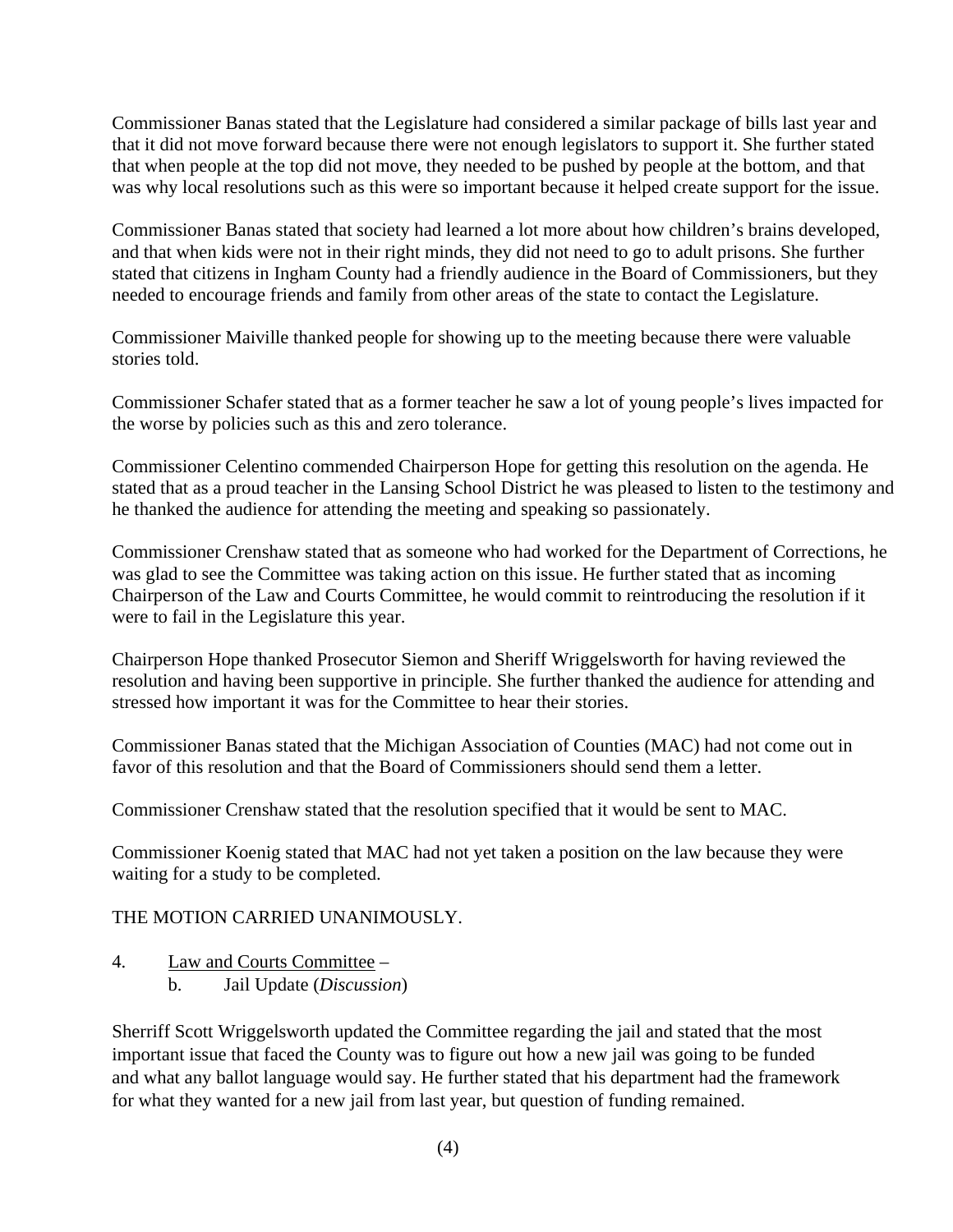Commissioner Banas stated that the Legislature had considered a similar package of bills last year and that it did not move forward because there were not enough legislators to support it. She further stated that when people at the top did not move, they needed to be pushed by people at the bottom, and that was why local resolutions such as this were so important because it helped create support for the issue.

Commissioner Banas stated that society had learned a lot more about how children's brains developed, and that when kids were not in their right minds, they did not need to go to adult prisons. She further stated that citizens in Ingham County had a friendly audience in the Board of Commissioners, but they needed to encourage friends and family from other areas of the state to contact the Legislature.

Commissioner Maiville thanked people for showing up to the meeting because there were valuable stories told.

Commissioner Schafer stated that as a former teacher he saw a lot of young people's lives impacted for the worse by policies such as this and zero tolerance.

Commissioner Celentino commended Chairperson Hope for getting this resolution on the agenda. He stated that as a proud teacher in the Lansing School District he was pleased to listen to the testimony and he thanked the audience for attending the meeting and speaking so passionately.

Commissioner Crenshaw stated that as someone who had worked for the Department of Corrections, he was glad to see the Committee was taking action on this issue. He further stated that as incoming Chairperson of the Law and Courts Committee, he would commit to reintroducing the resolution if it were to fail in the Legislature this year.

Chairperson Hope thanked Prosecutor Siemon and Sheriff Wriggelsworth for having reviewed the resolution and having been supportive in principle. She further thanked the audience for attending and stressed how important it was for the Committee to hear their stories.

Commissioner Banas stated that the Michigan Association of Counties (MAC) had not come out in favor of this resolution and that the Board of Commissioners should send them a letter.

Commissioner Crenshaw stated that the resolution specified that it would be sent to MAC.

Commissioner Koenig stated that MAC had not yet taken a position on the law because they were waiting for a study to be completed.

THE MOTION CARRIED UNANIMOUSLY.

4. Law and Courts Committee –
   b. Jail Update (*Discussion*)

Sherriff Scott Wriggelsworth updated the Committee regarding the jail and stated that the most important issue that faced the County was to figure out how a new jail was going to be funded and what any ballot language would say. He further stated that his department had the framework for what they wanted for a new jail from last year, but question of funding remained.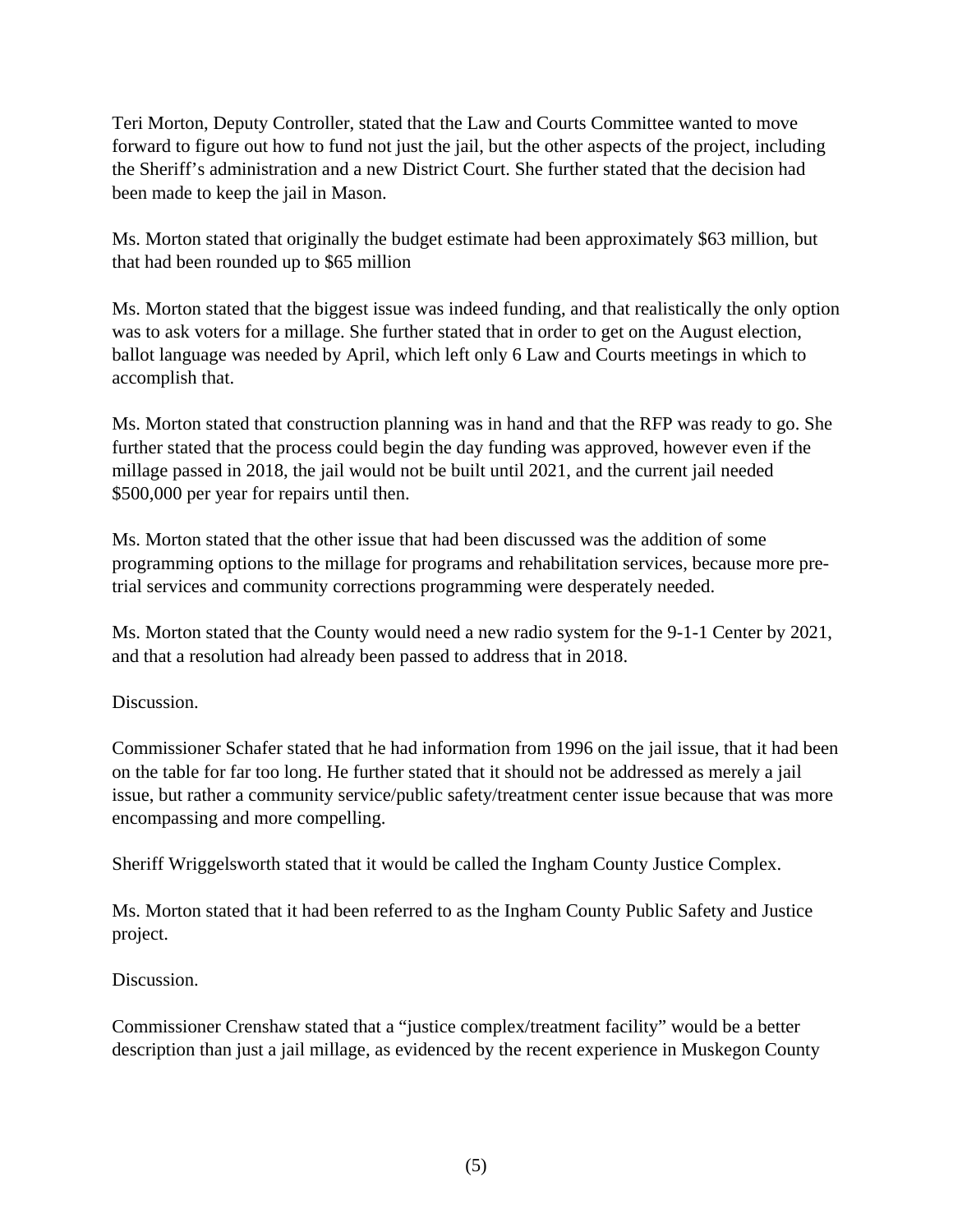Teri Morton, Deputy Controller, stated that the Law and Courts Committee wanted to move forward to figure out how to fund not just the jail, but the other aspects of the project, including the Sheriff's administration and a new District Court. She further stated that the decision had been made to keep the jail in Mason.

Ms. Morton stated that originally the budget estimate had been approximately $63 million, but that had been rounded up to $65 million

Ms. Morton stated that the biggest issue was indeed funding, and that realistically the only option was to ask voters for a millage. She further stated that in order to get on the August election, ballot language was needed by April, which left only 6 Law and Courts meetings in which to accomplish that.

Ms. Morton stated that construction planning was in hand and that the RFP was ready to go. She further stated that the process could begin the day funding was approved, however even if the millage passed in 2018, the jail would not be built until 2021, and the current jail needed $500,000 per year for repairs until then.

Ms. Morton stated that the other issue that had been discussed was the addition of some programming options to the millage for programs and rehabilitation services, because more pre-trial services and community corrections programming were desperately needed.

Ms. Morton stated that the County would need a new radio system for the 9-1-1 Center by 2021, and that a resolution had already been passed to address that in 2018.

Discussion.

Commissioner Schafer stated that he had information from 1996 on the jail issue, that it had been on the table for far too long. He further stated that it should not be addressed as merely a jail issue, but rather a community service/public safety/treatment center issue because that was more encompassing and more compelling.

Sheriff Wriggelsworth stated that it would be called the Ingham County Justice Complex.

Ms. Morton stated that it had been referred to as the Ingham County Public Safety and Justice project.

Discussion.

Commissioner Crenshaw stated that a "justice complex/treatment facility" would be a better description than just a jail millage, as evidenced by the recent experience in Muskegon County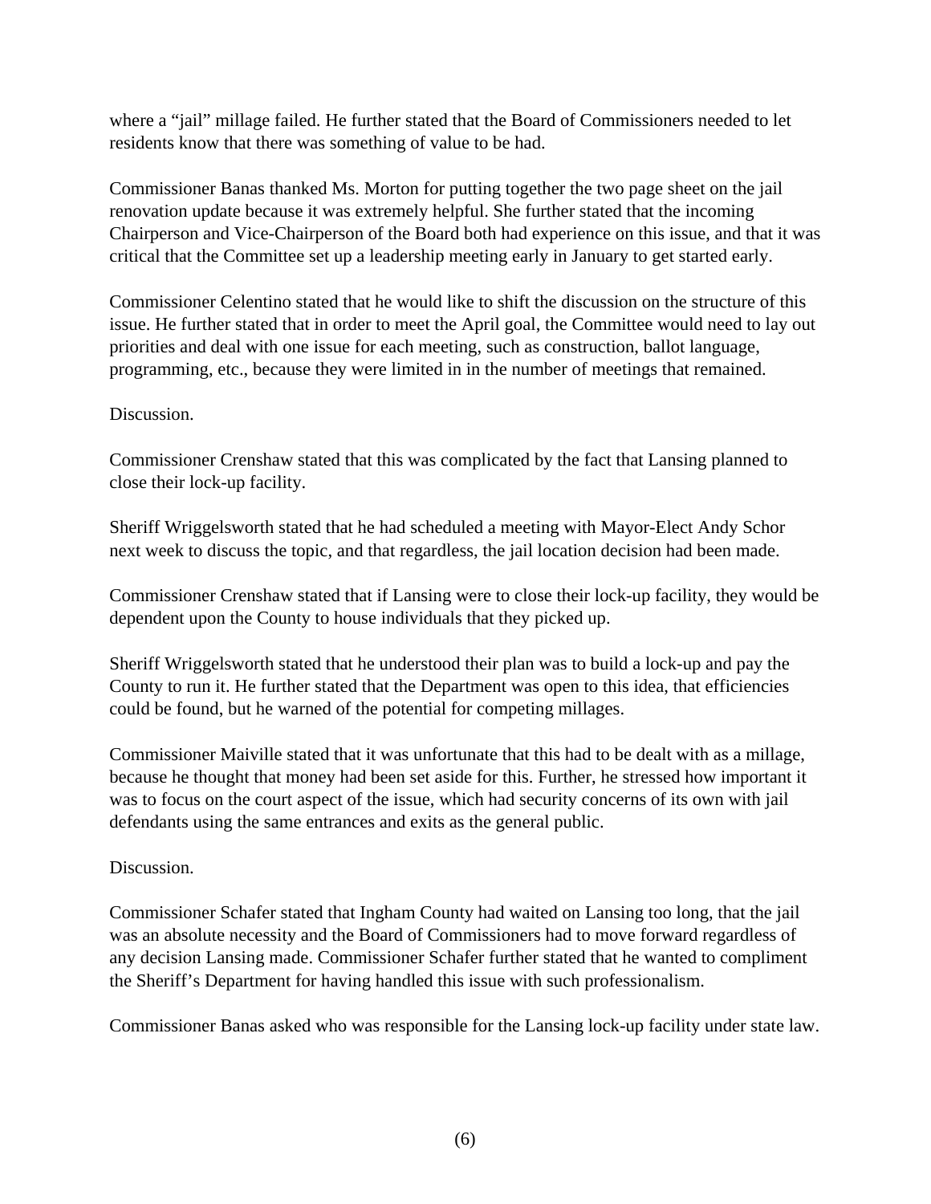where a "jail" millage failed. He further stated that the Board of Commissioners needed to let residents know that there was something of value to be had.

Commissioner Banas thanked Ms. Morton for putting together the two page sheet on the jail renovation update because it was extremely helpful. She further stated that the incoming Chairperson and Vice-Chairperson of the Board both had experience on this issue, and that it was critical that the Committee set up a leadership meeting early in January to get started early.

Commissioner Celentino stated that he would like to shift the discussion on the structure of this issue. He further stated that in order to meet the April goal, the Committee would need to lay out priorities and deal with one issue for each meeting, such as construction, ballot language, programming, etc., because they were limited in in the number of meetings that remained.

Discussion.

Commissioner Crenshaw stated that this was complicated by the fact that Lansing planned to close their lock-up facility.

Sheriff Wriggelsworth stated that he had scheduled a meeting with Mayor-Elect Andy Schor next week to discuss the topic, and that regardless, the jail location decision had been made.

Commissioner Crenshaw stated that if Lansing were to close their lock-up facility, they would be dependent upon the County to house individuals that they picked up.

Sheriff Wriggelsworth stated that he understood their plan was to build a lock-up and pay the County to run it. He further stated that the Department was open to this idea, that efficiencies could be found, but he warned of the potential for competing millages.

Commissioner Maiville stated that it was unfortunate that this had to be dealt with as a millage, because he thought that money had been set aside for this. Further, he stressed how important it was to focus on the court aspect of the issue, which had security concerns of its own with jail defendants using the same entrances and exits as the general public.

Discussion.

Commissioner Schafer stated that Ingham County had waited on Lansing too long, that the jail was an absolute necessity and the Board of Commissioners had to move forward regardless of any decision Lansing made. Commissioner Schafer further stated that he wanted to compliment the Sheriff's Department for having handled this issue with such professionalism.

Commissioner Banas asked who was responsible for the Lansing lock-up facility under state law.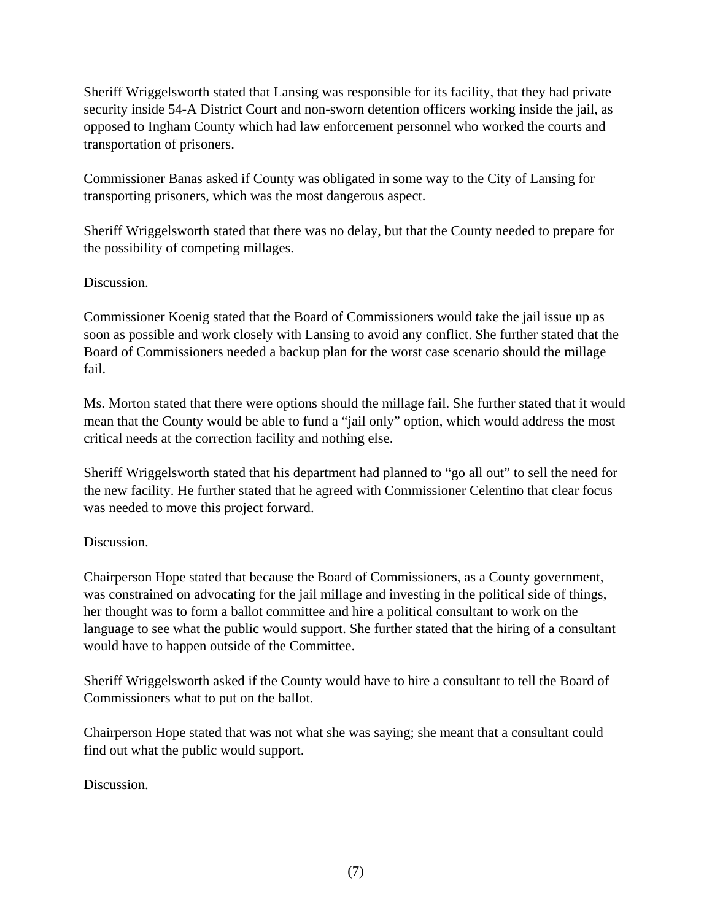Sheriff Wriggelsworth stated that Lansing was responsible for its facility, that they had private security inside 54-A District Court and non-sworn detention officers working inside the jail, as opposed to Ingham County which had law enforcement personnel who worked the courts and transportation of prisoners.

Commissioner Banas asked if County was obligated in some way to the City of Lansing for transporting prisoners, which was the most dangerous aspect.

Sheriff Wriggelsworth stated that there was no delay, but that the County needed to prepare for the possibility of competing millages.

Discussion.

Commissioner Koenig stated that the Board of Commissioners would take the jail issue up as soon as possible and work closely with Lansing to avoid any conflict. She further stated that the Board of Commissioners needed a backup plan for the worst case scenario should the millage fail.

Ms. Morton stated that there were options should the millage fail. She further stated that it would mean that the County would be able to fund a "jail only" option, which would address the most critical needs at the correction facility and nothing else.

Sheriff Wriggelsworth stated that his department had planned to "go all out" to sell the need for the new facility. He further stated that he agreed with Commissioner Celentino that clear focus was needed to move this project forward.

Discussion.

Chairperson Hope stated that because the Board of Commissioners, as a County government, was constrained on advocating for the jail millage and investing in the political side of things, her thought was to form a ballot committee and hire a political consultant to work on the language to see what the public would support. She further stated that the hiring of a consultant would have to happen outside of the Committee.

Sheriff Wriggelsworth asked if the County would have to hire a consultant to tell the Board of Commissioners what to put on the ballot.

Chairperson Hope stated that was not what she was saying; she meant that a consultant could find out what the public would support.

Discussion.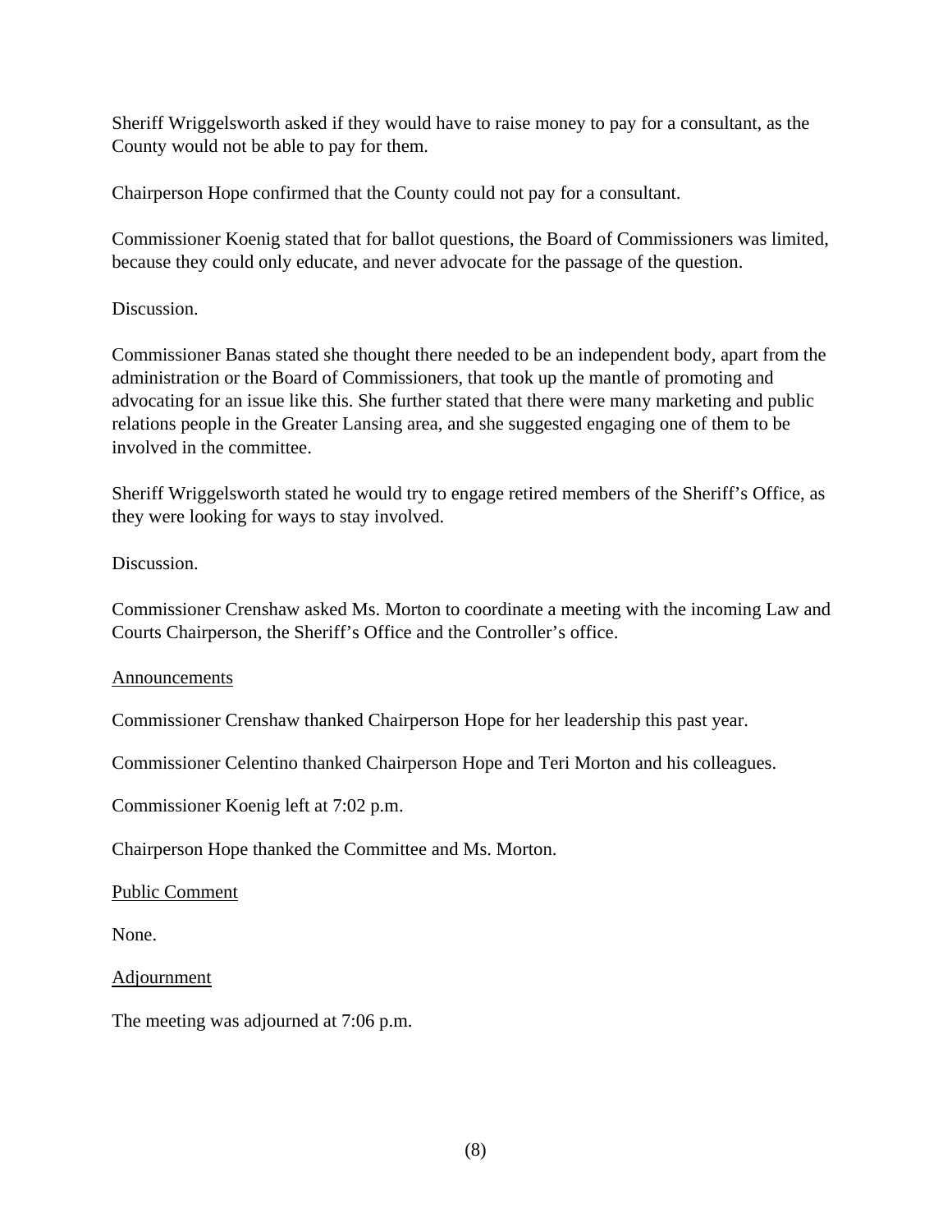Sheriff Wriggelsworth asked if they would have to raise money to pay for a consultant, as the County would not be able to pay for them.

Chairperson Hope confirmed that the County could not pay for a consultant.

Commissioner Koenig stated that for ballot questions, the Board of Commissioners was limited, because they could only educate, and never advocate for the passage of the question.

Discussion.

Commissioner Banas stated she thought there needed to be an independent body, apart from the administration or the Board of Commissioners, that took up the mantle of promoting and advocating for an issue like this. She further stated that there were many marketing and public relations people in the Greater Lansing area, and she suggested engaging one of them to be involved in the committee.

Sheriff Wriggelsworth stated he would try to engage retired members of the Sheriff's Office, as they were looking for ways to stay involved.

Discussion.

Commissioner Crenshaw asked Ms. Morton to coordinate a meeting with the incoming Law and Courts Chairperson, the Sheriff's Office and the Controller's office.

<u>Announcements</u>

Commissioner Crenshaw thanked Chairperson Hope for her leadership this past year.

Commissioner Celentino thanked Chairperson Hope and Teri Morton and his colleagues.

Commissioner Koenig left at 7:02 p.m.

Chairperson Hope thanked the Committee and Ms. Morton.

<u>Public Comment</u>

None.

<u>Adjournment</u>

The meeting was adjourned at 7:06 p.m.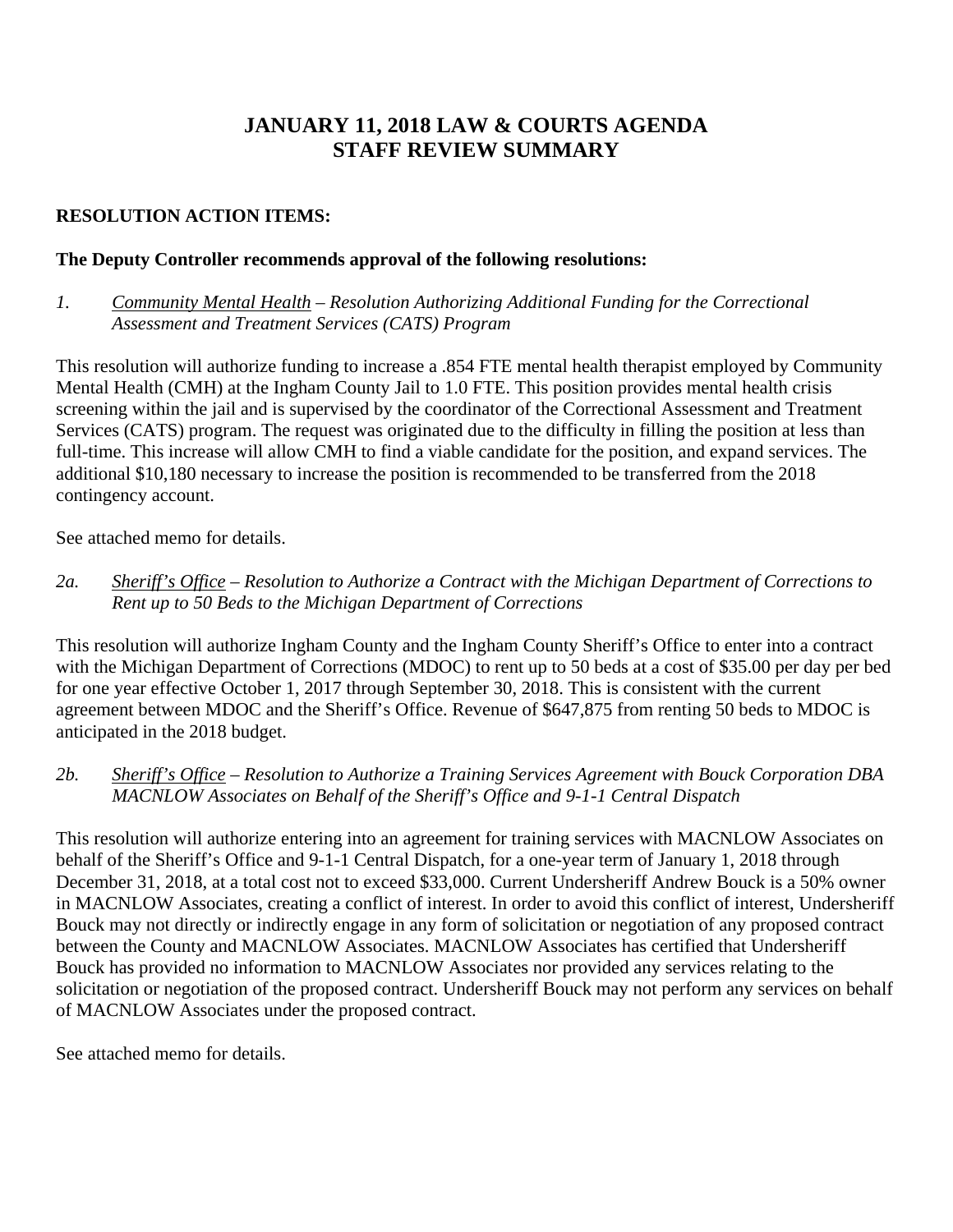# JANUARY 11, 2018 LAW & COURTS AGENDA
# STAFF REVIEW SUMMARY

**RESOLUTION ACTION ITEMS:**

**The Deputy Controller recommends approval of the following resolutions:**

*1. <u>Community Mental Health</u> – Resolution Authorizing Additional Funding for the Correctional Assessment and Treatment Services (CATS) Program*

This resolution will authorize funding to increase a .854 FTE mental health therapist employed by Community Mental Health (CMH) at the Ingham County Jail to 1.0 FTE. This position provides mental health crisis screening within the jail and is supervised by the coordinator of the Correctional Assessment and Treatment Services (CATS) program. The request was originated due to the difficulty in filling the position at less than full-time. This increase will allow CMH to find a viable candidate for the position, and expand services. The additional $10,180 necessary to increase the position is recommended to be transferred from the 2018 contingency account.

See attached memo for details.

*2a. <u>Sheriff's Office</u> – Resolution to Authorize a Contract with the Michigan Department of Corrections to Rent up to 50 Beds to the Michigan Department of Corrections*

This resolution will authorize Ingham County and the Ingham County Sheriff's Office to enter into a contract with the Michigan Department of Corrections (MDOC) to rent up to 50 beds at a cost of $35.00 per day per bed for one year effective October 1, 2017 through September 30, 2018. This is consistent with the current agreement between MDOC and the Sheriff's Office. Revenue of $647,875 from renting 50 beds to MDOC is anticipated in the 2018 budget.

*2b. <u>Sheriff's Office</u> – Resolution to Authorize a Training Services Agreement with Bouck Corporation DBA MACNLOW Associates on Behalf of the Sheriff's Office and 9-1-1 Central Dispatch*

This resolution will authorize entering into an agreement for training services with MACNLOW Associates on behalf of the Sheriff's Office and 9-1-1 Central Dispatch, for a one-year term of January 1, 2018 through December 31, 2018, at a total cost not to exceed $33,000. Current Undersheriff Andrew Bouck is a 50% owner in MACNLOW Associates, creating a conflict of interest. In order to avoid this conflict of interest, Undersheriff Bouck may not directly or indirectly engage in any form of solicitation or negotiation of any proposed contract between the County and MACNLOW Associates. MACNLOW Associates has certified that Undersheriff Bouck has provided no information to MACNLOW Associates nor provided any services relating to the solicitation or negotiation of the proposed contract. Undersheriff Bouck may not perform any services on behalf of MACNLOW Associates under the proposed contract.

See attached memo for details.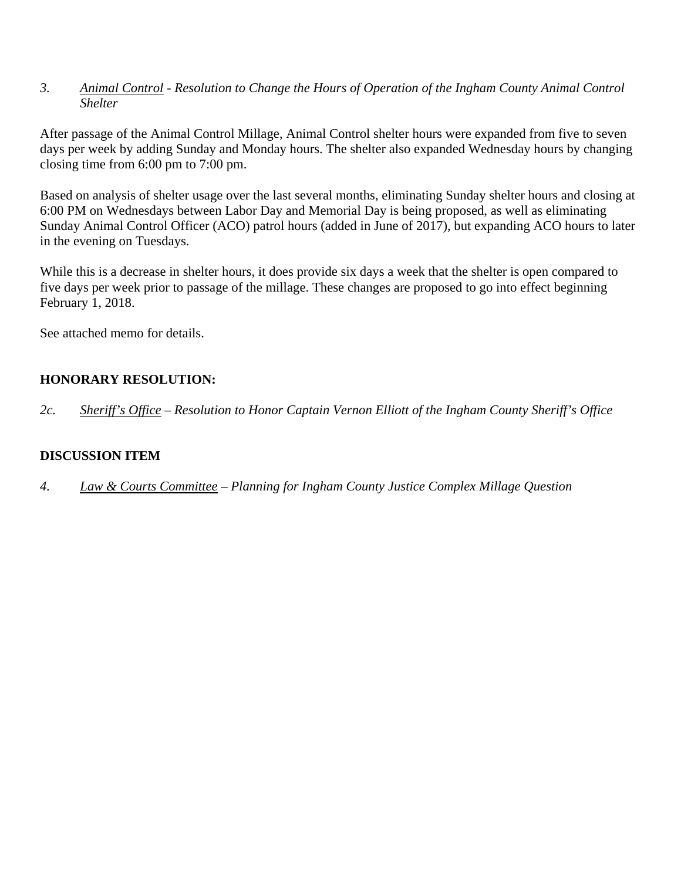*3.* *Animal Control - Resolution to Change the Hours of Operation of the Ingham County Animal Control Shelter*

After passage of the Animal Control Millage, Animal Control shelter hours were expanded from five to seven days per week by adding Sunday and Monday hours. The shelter also expanded Wednesday hours by changing closing time from 6:00 pm to 7:00 pm.

Based on analysis of shelter usage over the last several months, eliminating Sunday shelter hours and closing at 6:00 PM on Wednesdays between Labor Day and Memorial Day is being proposed, as well as eliminating Sunday Animal Control Officer (ACO) patrol hours (added in June of 2017), but expanding ACO hours to later in the evening on Tuesdays.

While this is a decrease in shelter hours, it does provide six days a week that the shelter is open compared to five days per week prior to passage of the millage. These changes are proposed to go into effect beginning February 1, 2018.

See attached memo for details.

**HONORARY RESOLUTION:**

*2c.* *Sheriff's Office – Resolution to Honor Captain Vernon Elliott of the Ingham County Sheriff's Office*

**DISCUSSION ITEM**

*4.* *Law & Courts Committee – Planning for Ingham County Justice Complex Millage Question*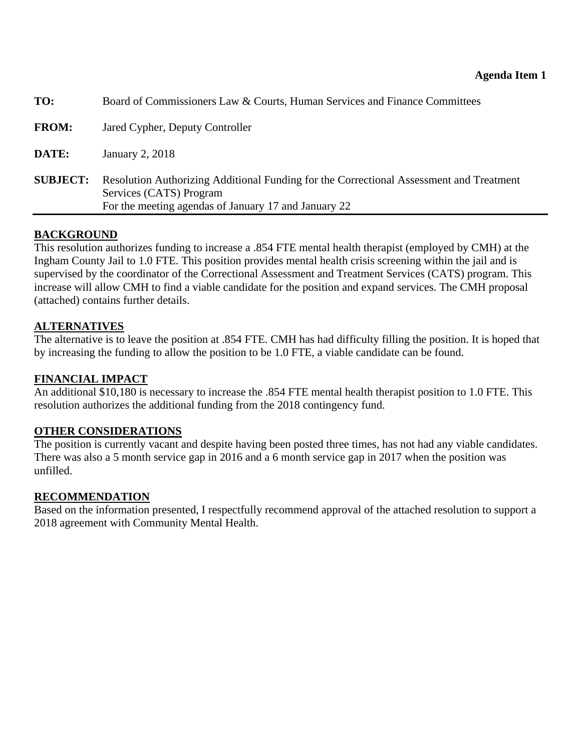**Agenda Item 1**

| | |
|---|---|
| **TO:** | Board of Commissioners Law & Courts, Human Services and Finance Committees |
| **FROM:** | Jared Cypher, Deputy Controller |
| **DATE:** | January 2, 2018 |
| **SUBJECT:** | Resolution Authorizing Additional Funding for the Correctional Assessment and Treatment Services (CATS) Program<br>For the meeting agendas of January 17 and January 22 |

## BACKGROUND

This resolution authorizes funding to increase a .854 FTE mental health therapist (employed by CMH) at the Ingham County Jail to 1.0 FTE. This position provides mental health crisis screening within the jail and is supervised by the coordinator of the Correctional Assessment and Treatment Services (CATS) program. This increase will allow CMH to find a viable candidate for the position and expand services. The CMH proposal (attached) contains further details.

## ALTERNATIVES

The alternative is to leave the position at .854 FTE. CMH has had difficulty filling the position. It is hoped that by increasing the funding to allow the position to be 1.0 FTE, a viable candidate can be found.

## FINANCIAL IMPACT

An additional $10,180 is necessary to increase the .854 FTE mental health therapist position to 1.0 FTE. This resolution authorizes the additional funding from the 2018 contingency fund.

## OTHER CONSIDERATIONS

The position is currently vacant and despite having been posted three times, has not had any viable candidates. There was also a 5 month service gap in 2016 and a 6 month service gap in 2017 when the position was unfilled.

## RECOMMENDATION

Based on the information presented, I respectfully recommend approval of the attached resolution to support a 2018 agreement with Community Mental Health.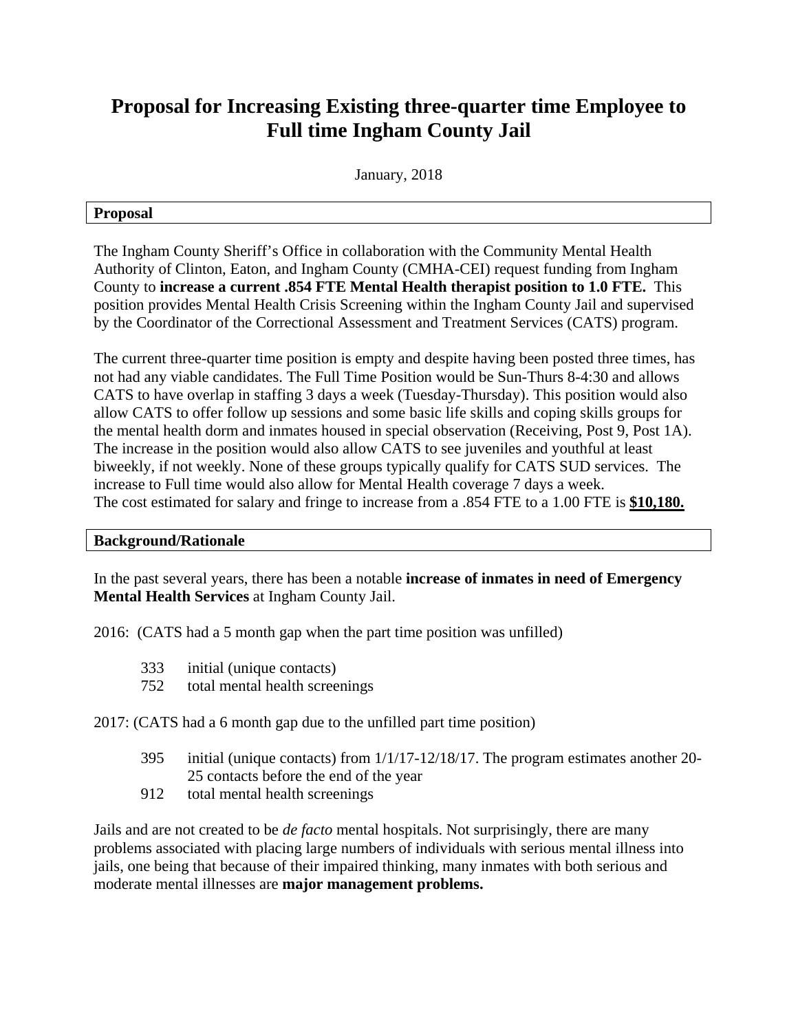# Proposal for Increasing Existing three-quarter time Employee to Full time Ingham County Jail

January, 2018

## Proposal

The Ingham County Sheriff's Office in collaboration with the Community Mental Health Authority of Clinton, Eaton, and Ingham County (CMHA-CEI) request funding from Ingham County to **increase a current .854 FTE Mental Health therapist position to 1.0 FTE.** This position provides Mental Health Crisis Screening within the Ingham County Jail and supervised by the Coordinator of the Correctional Assessment and Treatment Services (CATS) program.

The current three-quarter time position is empty and despite having been posted three times, has not had any viable candidates. The Full Time Position would be Sun-Thurs 8-4:30 and allows CATS to have overlap in staffing 3 days a week (Tuesday-Thursday). This position would also allow CATS to offer follow up sessions and some basic life skills and coping skills groups for the mental health dorm and inmates housed in special observation (Receiving, Post 9, Post 1A). The increase in the position would also allow CATS to see juveniles and youthful at least biweekly, if not weekly. None of these groups typically qualify for CATS SUD services. The increase to Full time would also allow for Mental Health coverage 7 days a week.
The cost estimated for salary and fringe to increase from a .854 FTE to a 1.00 FTE is **$10,180.**

## Background/Rationale

In the past several years, there has been a notable **increase of inmates in need of Emergency Mental Health Services** at Ingham County Jail.

2016: (CATS had a 5 month gap when the part time position was unfilled)

- 333 initial (unique contacts)
- 752 total mental health screenings

2017: (CATS had a 6 month gap due to the unfilled part time position)

- 395 initial (unique contacts) from 1/1/17-12/18/17. The program estimates another 20-25 contacts before the end of the year
- 912 total mental health screenings

Jails and are not created to be *de facto* mental hospitals. Not surprisingly, there are many problems associated with placing large numbers of individuals with serious mental illness into jails, one being that because of their impaired thinking, many inmates with both serious and moderate mental illnesses are **major management problems.**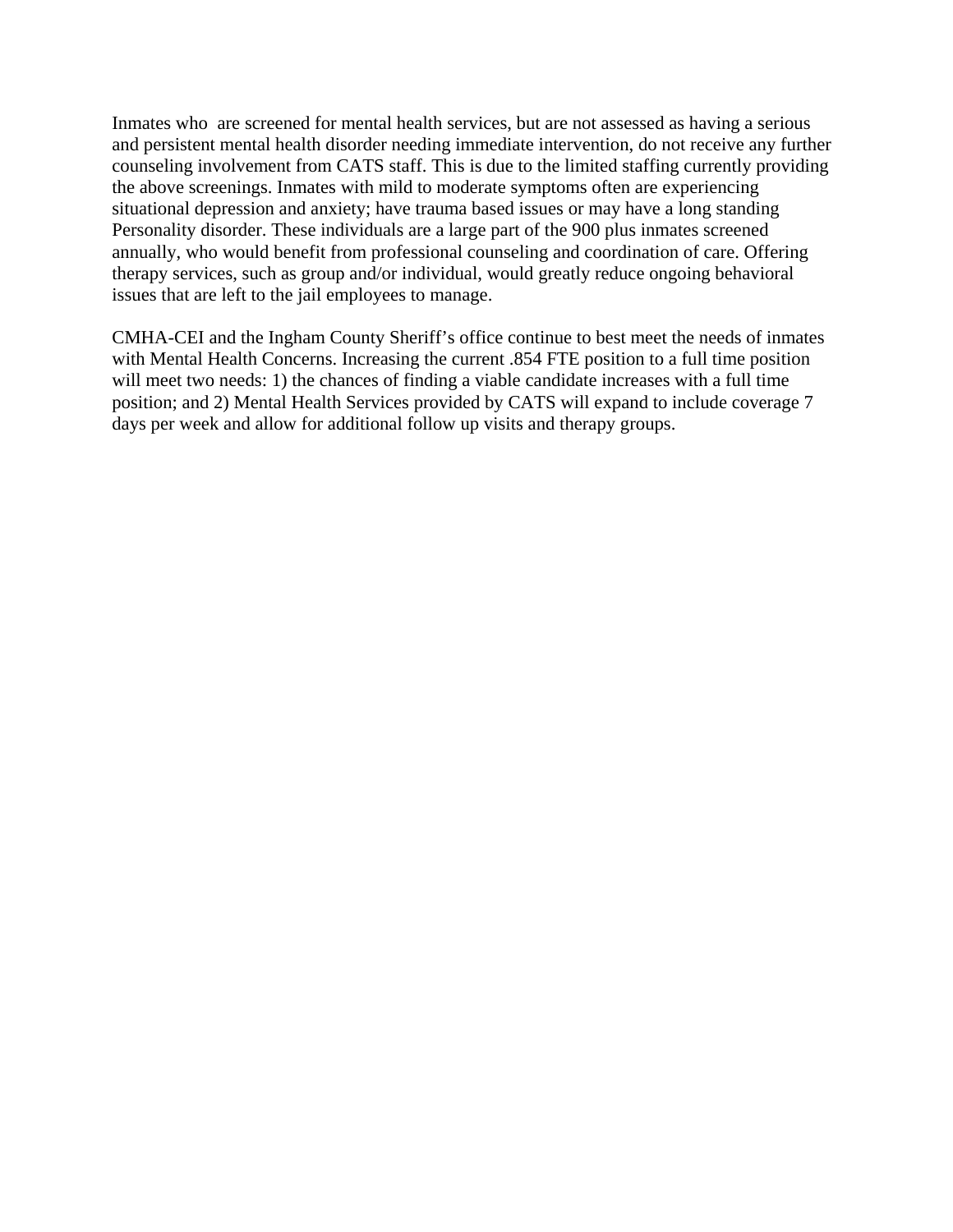Inmates who are screened for mental health services, but are not assessed as having a serious and persistent mental health disorder needing immediate intervention, do not receive any further counseling involvement from CATS staff. This is due to the limited staffing currently providing the above screenings. Inmates with mild to moderate symptoms often are experiencing situational depression and anxiety; have trauma based issues or may have a long standing Personality disorder. These individuals are a large part of the 900 plus inmates screened annually, who would benefit from professional counseling and coordination of care. Offering therapy services, such as group and/or individual, would greatly reduce ongoing behavioral issues that are left to the jail employees to manage.

CMHA-CEI and the Ingham County Sheriff's office continue to best meet the needs of inmates with Mental Health Concerns. Increasing the current .854 FTE position to a full time position will meet two needs: 1) the chances of finding a viable candidate increases with a full time position; and 2) Mental Health Services provided by CATS will expand to include coverage 7 days per week and allow for additional follow up visits and therapy groups.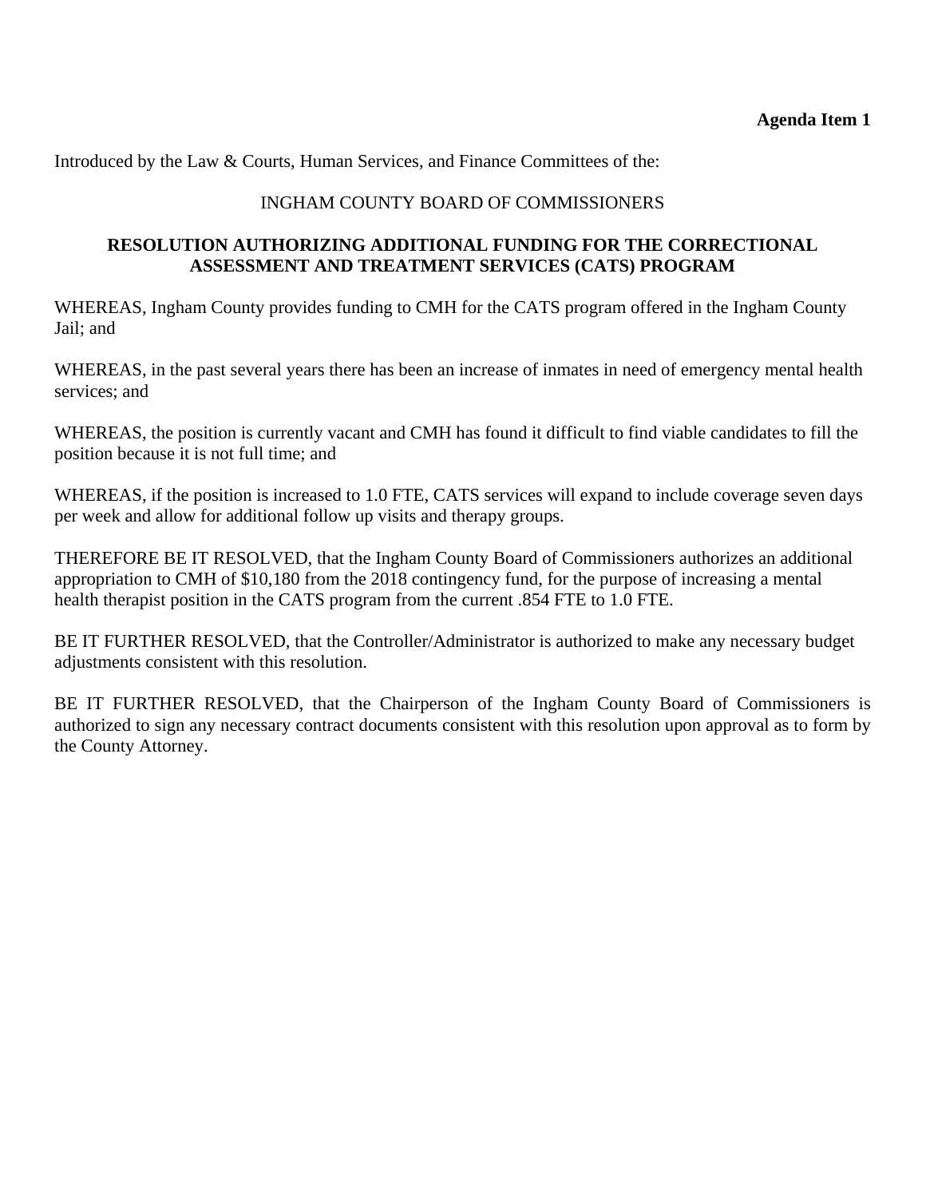**Agenda Item 1**

Introduced by the Law & Courts, Human Services, and Finance Committees of the:

INGHAM COUNTY BOARD OF COMMISSIONERS

**RESOLUTION AUTHORIZING ADDITIONAL FUNDING FOR THE CORRECTIONAL ASSESSMENT AND TREATMENT SERVICES (CATS) PROGRAM**

WHEREAS, Ingham County provides funding to CMH for the CATS program offered in the Ingham County Jail; and

WHEREAS, in the past several years there has been an increase of inmates in need of emergency mental health services; and

WHEREAS, the position is currently vacant and CMH has found it difficult to find viable candidates to fill the position because it is not full time; and

WHEREAS, if the position is increased to 1.0 FTE, CATS services will expand to include coverage seven days per week and allow for additional follow up visits and therapy groups.

THEREFORE BE IT RESOLVED, that the Ingham County Board of Commissioners authorizes an additional appropriation to CMH of $10,180 from the 2018 contingency fund, for the purpose of increasing a mental health therapist position in the CATS program from the current .854 FTE to 1.0 FTE.

BE IT FURTHER RESOLVED, that the Controller/Administrator is authorized to make any necessary budget adjustments consistent with this resolution.

BE IT FURTHER RESOLVED, that the Chairperson of the Ingham County Board of Commissioners is authorized to sign any necessary contract documents consistent with this resolution upon approval as to form by the County Attorney.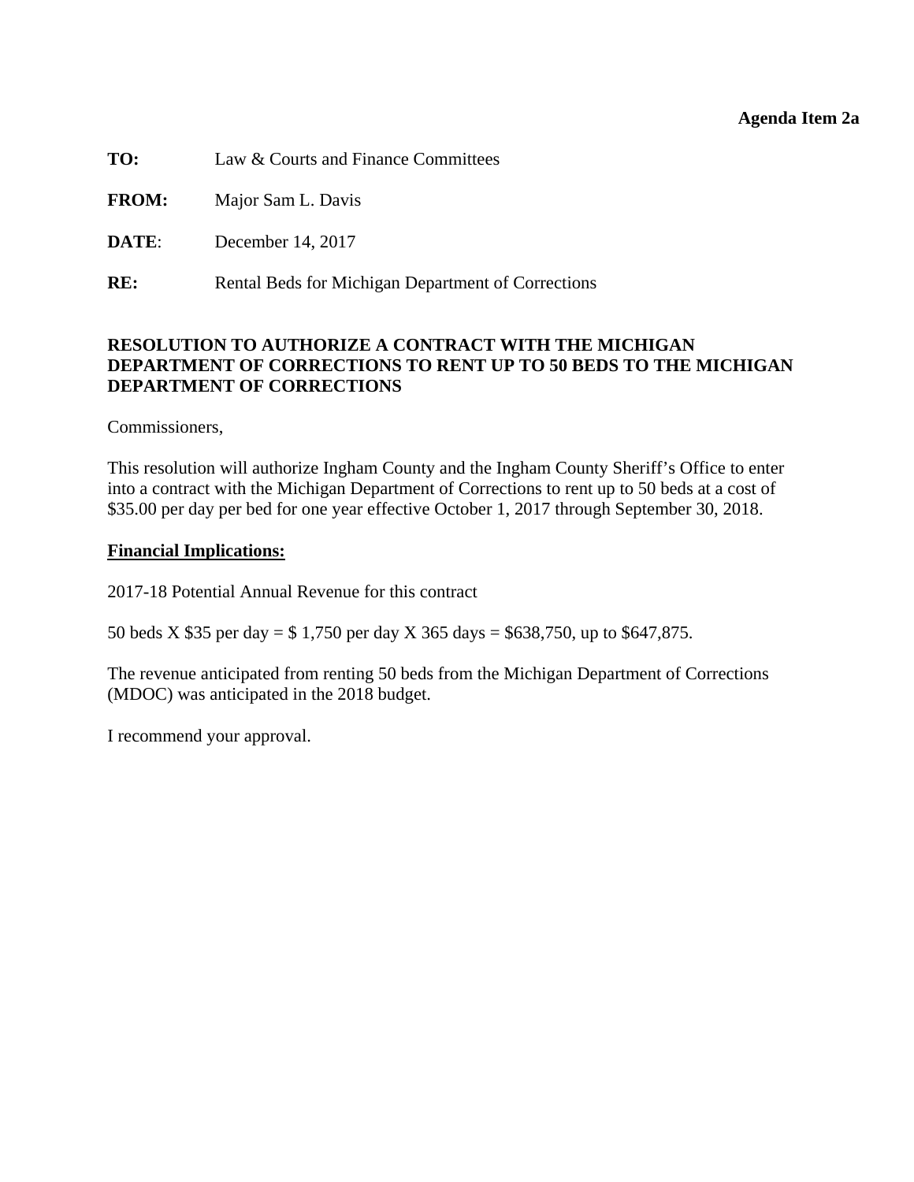**Agenda Item 2a**

**TO:** Law & Courts and Finance Committees

**FROM:** Major Sam L. Davis

**DATE**: December 14, 2017

**RE:** Rental Beds for Michigan Department of Corrections

**RESOLUTION TO AUTHORIZE A CONTRACT WITH THE MICHIGAN DEPARTMENT OF CORRECTIONS TO RENT UP TO 50 BEDS TO THE MICHIGAN DEPARTMENT OF CORRECTIONS**

Commissioners,

This resolution will authorize Ingham County and the Ingham County Sheriff's Office to enter into a contract with the Michigan Department of Corrections to rent up to 50 beds at a cost of $35.00 per day per bed for one year effective October 1, 2017 through September 30, 2018.

**Financial Implications:**

2017-18 Potential Annual Revenue for this contract

50 beds X $35 per day = $ 1,750 per day X 365 days = $638,750, up to $647,875.

The revenue anticipated from renting 50 beds from the Michigan Department of Corrections (MDOC) was anticipated in the 2018 budget.

I recommend your approval.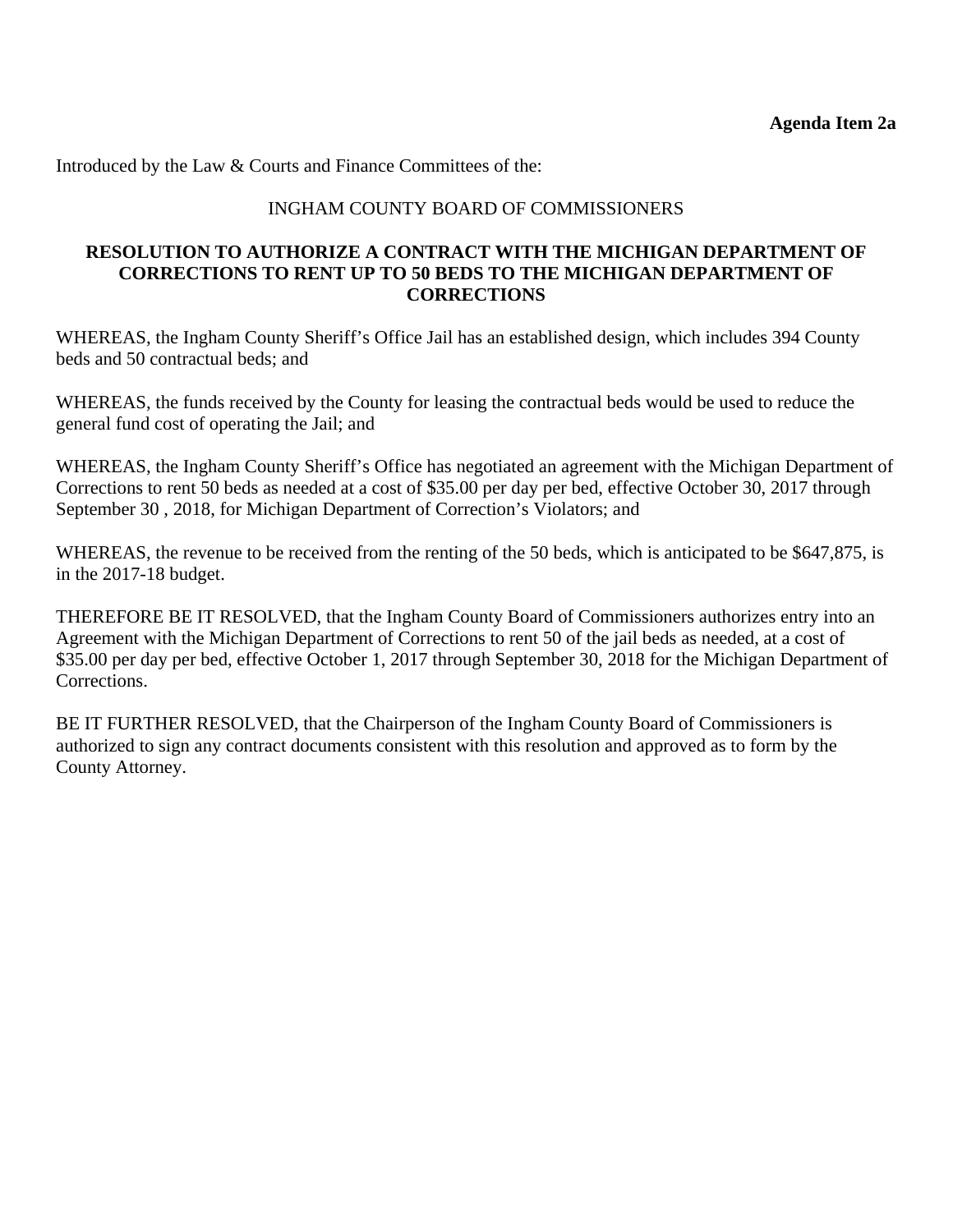**Agenda Item 2a**

Introduced by the Law & Courts and Finance Committees of the:

INGHAM COUNTY BOARD OF COMMISSIONERS

**RESOLUTION TO AUTHORIZE A CONTRACT WITH THE MICHIGAN DEPARTMENT OF CORRECTIONS TO RENT UP TO 50 BEDS TO THE MICHIGAN DEPARTMENT OF CORRECTIONS**

WHEREAS, the Ingham County Sheriff's Office Jail has an established design, which includes 394 County beds and 50 contractual beds; and

WHEREAS, the funds received by the County for leasing the contractual beds would be used to reduce the general fund cost of operating the Jail; and

WHEREAS, the Ingham County Sheriff's Office has negotiated an agreement with the Michigan Department of Corrections to rent 50 beds as needed at a cost of $35.00 per day per bed, effective October 30, 2017 through September 30 , 2018, for Michigan Department of Correction's Violators; and

WHEREAS, the revenue to be received from the renting of the 50 beds, which is anticipated to be $647,875, is in the 2017-18 budget.

THEREFORE BE IT RESOLVED, that the Ingham County Board of Commissioners authorizes entry into an Agreement with the Michigan Department of Corrections to rent 50 of the jail beds as needed, at a cost of $35.00 per day per bed, effective October 1, 2017 through September 30, 2018 for the Michigan Department of Corrections.

BE IT FURTHER RESOLVED, that the Chairperson of the Ingham County Board of Commissioners is authorized to sign any contract documents consistent with this resolution and approved as to form by the County Attorney.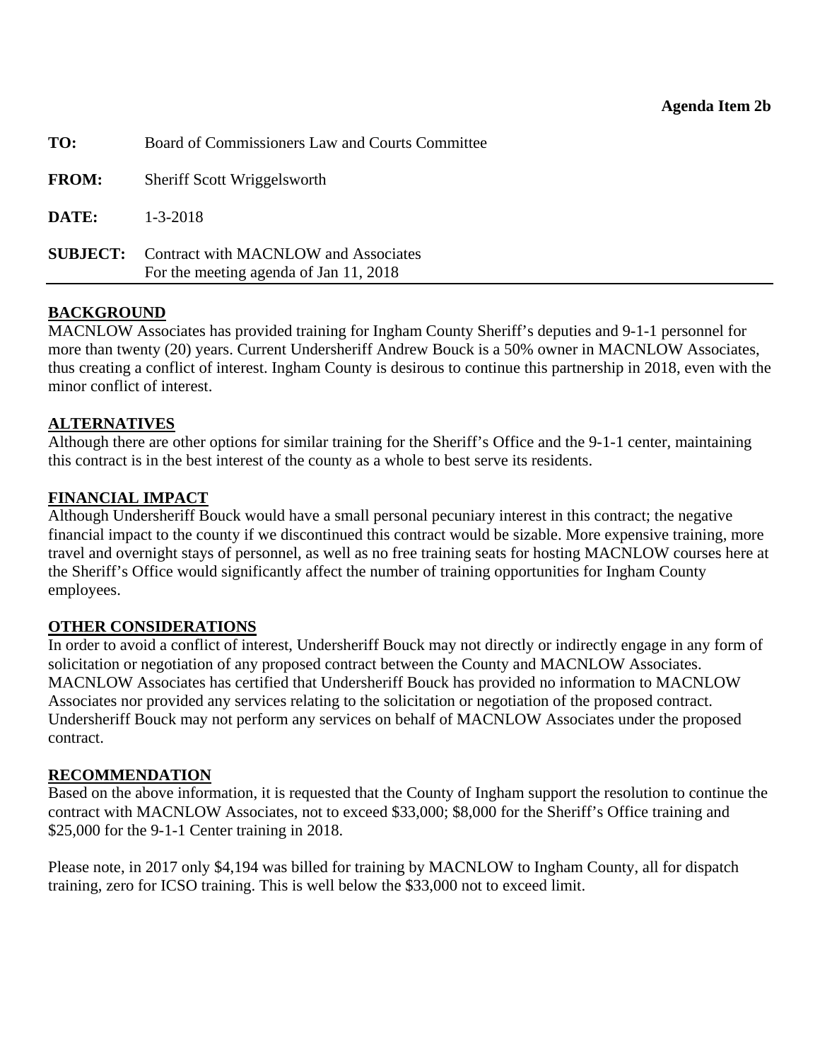**Agenda Item 2b**

**TO:** Board of Commissioners Law and Courts Committee

**FROM:** Sheriff Scott Wriggelsworth

**DATE:** 1-3-2018

**SUBJECT:** Contract with MACNLOW and Associates
For the meeting agenda of Jan 11, 2018

## BACKGROUND

MACNLOW Associates has provided training for Ingham County Sheriff's deputies and 9-1-1 personnel for more than twenty (20) years. Current Undersheriff Andrew Bouck is a 50% owner in MACNLOW Associates, thus creating a conflict of interest. Ingham County is desirous to continue this partnership in 2018, even with the minor conflict of interest.

## ALTERNATIVES

Although there are other options for similar training for the Sheriff's Office and the 9-1-1 center, maintaining this contract is in the best interest of the county as a whole to best serve its residents.

## FINANCIAL IMPACT

Although Undersheriff Bouck would have a small personal pecuniary interest in this contract; the negative financial impact to the county if we discontinued this contract would be sizable. More expensive training, more travel and overnight stays of personnel, as well as no free training seats for hosting MACNLOW courses here at the Sheriff's Office would significantly affect the number of training opportunities for Ingham County employees.

## OTHER CONSIDERATIONS

In order to avoid a conflict of interest, Undersheriff Bouck may not directly or indirectly engage in any form of solicitation or negotiation of any proposed contract between the County and MACNLOW Associates. MACNLOW Associates has certified that Undersheriff Bouck has provided no information to MACNLOW Associates nor provided any services relating to the solicitation or negotiation of the proposed contract. Undersheriff Bouck may not perform any services on behalf of MACNLOW Associates under the proposed contract.

## RECOMMENDATION

Based on the above information, it is requested that the County of Ingham support the resolution to continue the contract with MACNLOW Associates, not to exceed $33,000; $8,000 for the Sheriff's Office training and $25,000 for the 9-1-1 Center training in 2018.

Please note, in 2017 only $4,194 was billed for training by MACNLOW to Ingham County, all for dispatch training, zero for ICSO training. This is well below the $33,000 not to exceed limit.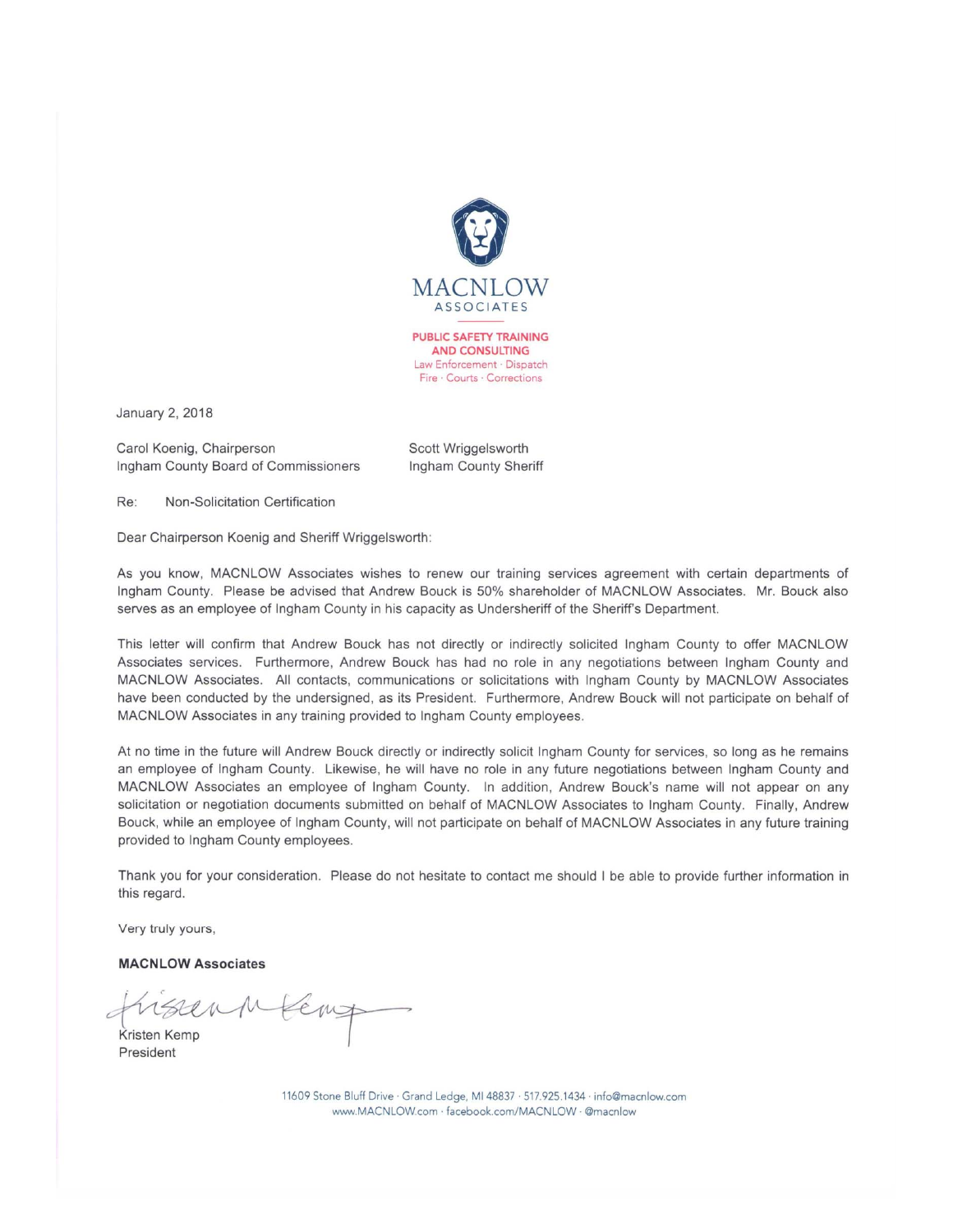MACNLOW
ASSOCIATES

PUBLIC SAFETY TRAINING AND CONSULTING
Law Enforcement · Dispatch
Fire · Courts · Corrections

January 2, 2018

Carol Koenig, Chairperson
Ingham County Board of Commissioners

Scott Wriggelsworth
Ingham County Sheriff

Re: Non-Solicitation Certification

Dear Chairperson Koenig and Sheriff Wriggelsworth:

As you know, MACNLOW Associates wishes to renew our training services agreement with certain departments of Ingham County. Please be advised that Andrew Bouck is 50% shareholder of MACNLOW Associates. Mr. Bouck also serves as an employee of Ingham County in his capacity as Undersheriff of the Sheriff's Department.

This letter will confirm that Andrew Bouck has not directly or indirectly solicited Ingham County to offer MACNLOW Associates services. Furthermore, Andrew Bouck has had no role in any negotiations between Ingham County and MACNLOW Associates. All contacts, communications or solicitations with Ingham County by MACNLOW Associates have been conducted by the undersigned, as its President. Furthermore, Andrew Bouck will not participate on behalf of MACNLOW Associates in any training provided to Ingham County employees.

At no time in the future will Andrew Bouck directly or indirectly solicit Ingham County for services, so long as he remains an employee of Ingham County. Likewise, he will have no role in any future negotiations between Ingham County and MACNLOW Associates an employee of Ingham County. In addition, Andrew Bouck's name will not appear on any solicitation or negotiation documents submitted on behalf of MACNLOW Associates to Ingham County. Finally, Andrew Bouck, while an employee of Ingham County, will not participate on behalf of MACNLOW Associates in any future training provided to Ingham County employees.

Thank you for your consideration. Please do not hesitate to contact me should I be able to provide further information in this regard.

Very truly yours,

**MACNLOW Associates**

Kristen Kemp
President

11609 Stone Bluff Drive · Grand Ledge, MI 48837 · 517.925.1434 · info@macnlow.com
www.MACNLOW.com · facebook.com/MACNLOW · @macnlow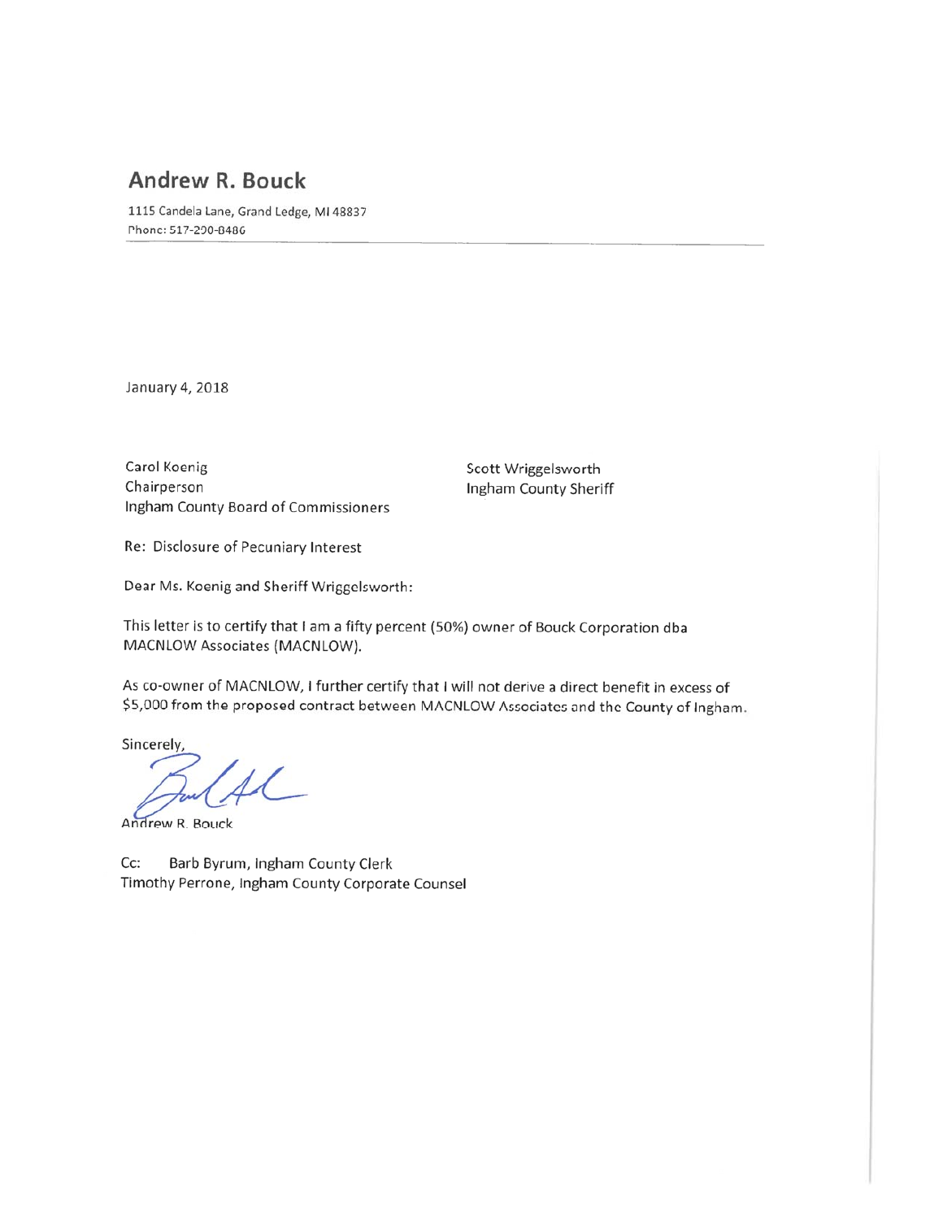# Andrew R. Bouck

1115 Candela Lane, Grand Ledge, MI 48837
Phone: 517-290-8486

January 4, 2018

Carol Koenig
Chairperson
Ingham County Board of Commissioners

Scott Wriggelsworth
Ingham County Sheriff

Re: Disclosure of Pecuniary Interest

Dear Ms. Koenig and Sheriff Wriggelsworth:

This letter is to certify that I am a fifty percent (50%) owner of Bouck Corporation dba MACNLOW Associates (MACNLOW).

As co-owner of MACNLOW, I further certify that I will not derive a direct benefit in excess of $5,000 from the proposed contract between MACNLOW Associates and the County of Ingham.

Sincerely,

Andrew R. Bouck

Cc: Barb Byrum, Ingham County Clerk
Timothy Perrone, Ingham County Corporate Counsel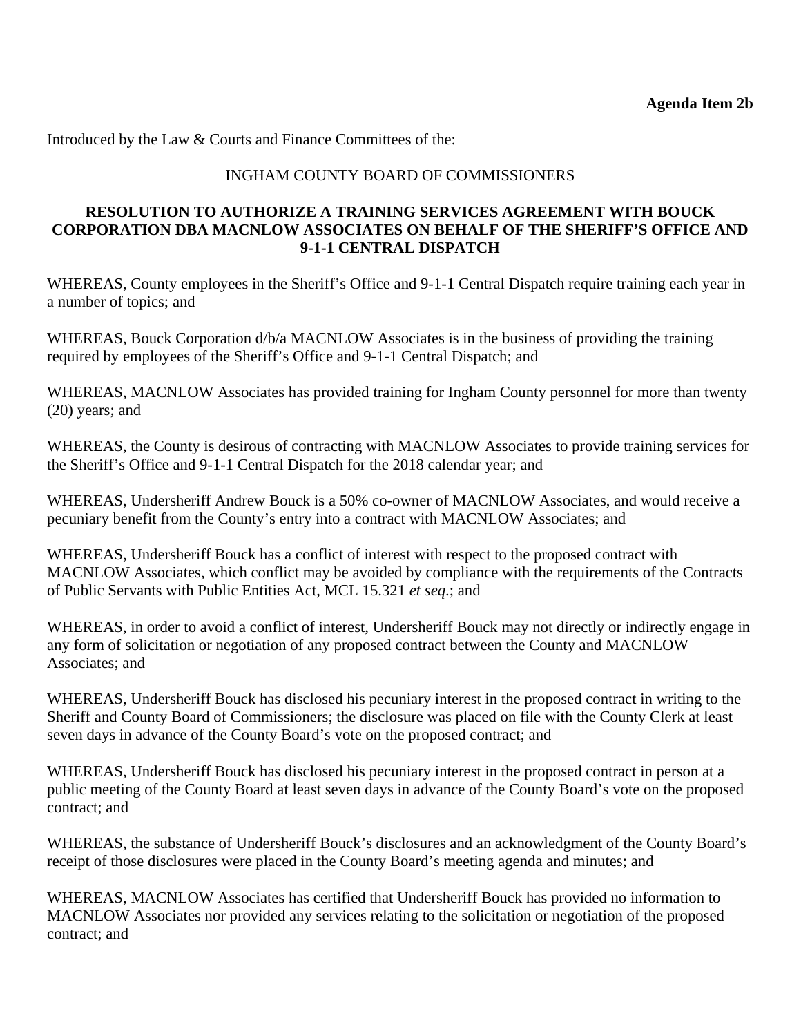**Agenda Item 2b**

Introduced by the Law & Courts and Finance Committees of the:

INGHAM COUNTY BOARD OF COMMISSIONERS

**RESOLUTION TO AUTHORIZE A TRAINING SERVICES AGREEMENT WITH BOUCK CORPORATION DBA MACNLOW ASSOCIATES ON BEHALF OF THE SHERIFF'S OFFICE AND 9-1-1 CENTRAL DISPATCH**

WHEREAS, County employees in the Sheriff's Office and 9-1-1 Central Dispatch require training each year in a number of topics; and

WHEREAS, Bouck Corporation d/b/a MACNLOW Associates is in the business of providing the training required by employees of the Sheriff's Office and 9-1-1 Central Dispatch; and

WHEREAS, MACNLOW Associates has provided training for Ingham County personnel for more than twenty (20) years; and

WHEREAS, the County is desirous of contracting with MACNLOW Associates to provide training services for the Sheriff's Office and 9-1-1 Central Dispatch for the 2018 calendar year; and

WHEREAS, Undersheriff Andrew Bouck is a 50% co-owner of MACNLOW Associates, and would receive a pecuniary benefit from the County's entry into a contract with MACNLOW Associates; and

WHEREAS, Undersheriff Bouck has a conflict of interest with respect to the proposed contract with MACNLOW Associates, which conflict may be avoided by compliance with the requirements of the Contracts of Public Servants with Public Entities Act, MCL 15.321 *et seq*.; and

WHEREAS, in order to avoid a conflict of interest, Undersheriff Bouck may not directly or indirectly engage in any form of solicitation or negotiation of any proposed contract between the County and MACNLOW Associates; and

WHEREAS, Undersheriff Bouck has disclosed his pecuniary interest in the proposed contract in writing to the Sheriff and County Board of Commissioners; the disclosure was placed on file with the County Clerk at least seven days in advance of the County Board's vote on the proposed contract; and

WHEREAS, Undersheriff Bouck has disclosed his pecuniary interest in the proposed contract in person at a public meeting of the County Board at least seven days in advance of the County Board's vote on the proposed contract; and

WHEREAS, the substance of Undersheriff Bouck's disclosures and an acknowledgment of the County Board's receipt of those disclosures were placed in the County Board's meeting agenda and minutes; and

WHEREAS, MACNLOW Associates has certified that Undersheriff Bouck has provided no information to MACNLOW Associates nor provided any services relating to the solicitation or negotiation of the proposed contract; and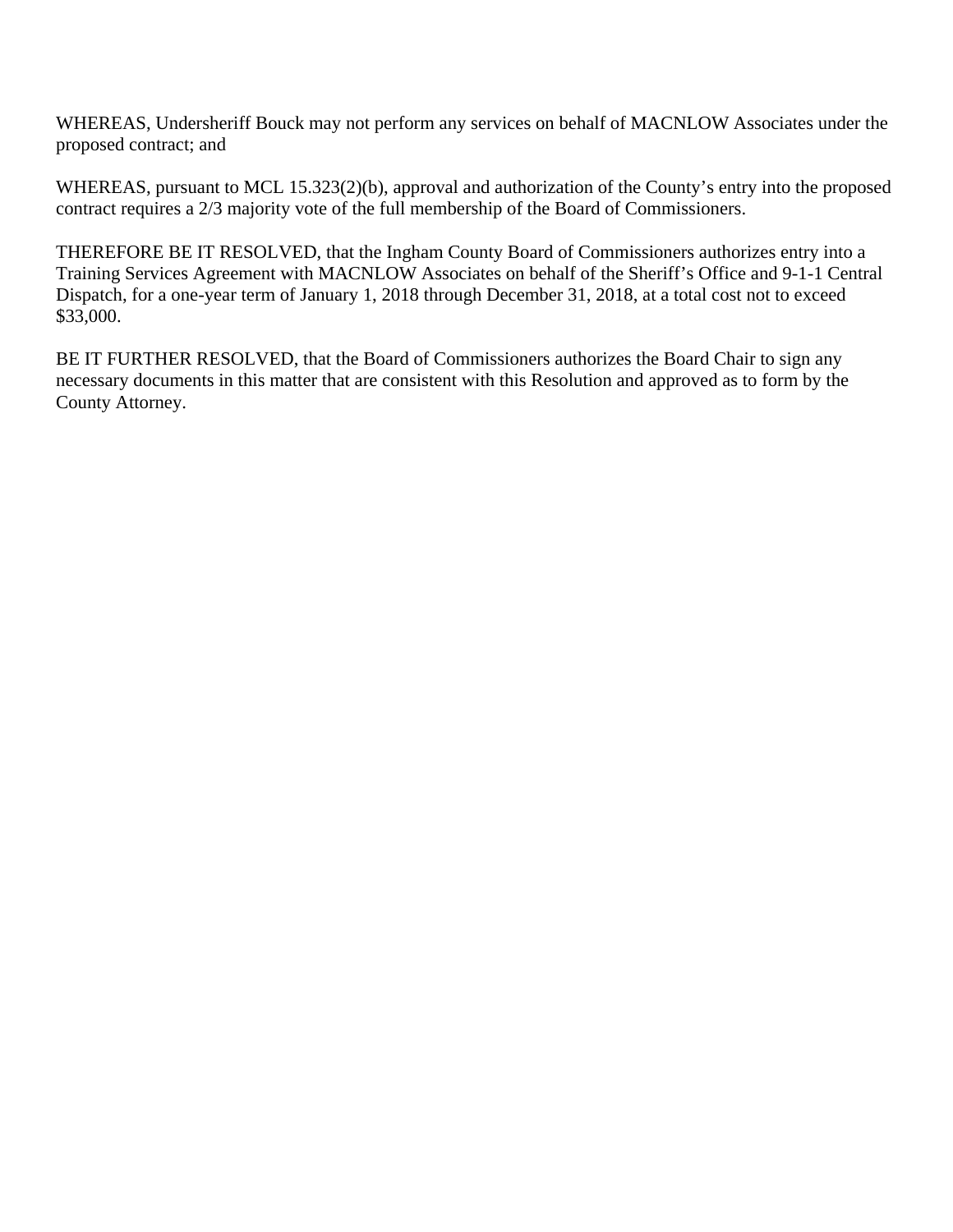WHEREAS, Undersheriff Bouck may not perform any services on behalf of MACNLOW Associates under the proposed contract; and

WHEREAS, pursuant to MCL 15.323(2)(b), approval and authorization of the County's entry into the proposed contract requires a 2/3 majority vote of the full membership of the Board of Commissioners.

THEREFORE BE IT RESOLVED, that the Ingham County Board of Commissioners authorizes entry into a Training Services Agreement with MACNLOW Associates on behalf of the Sheriff's Office and 9-1-1 Central Dispatch, for a one-year term of January 1, 2018 through December 31, 2018, at a total cost not to exceed $33,000.

BE IT FURTHER RESOLVED, that the Board of Commissioners authorizes the Board Chair to sign any necessary documents in this matter that are consistent with this Resolution and approved as to form by the County Attorney.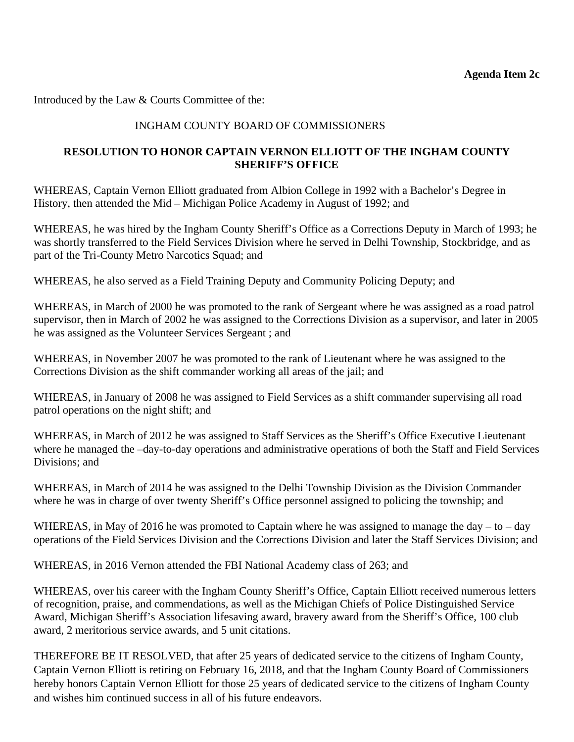**Agenda Item 2c**

Introduced by the Law & Courts Committee of the:

INGHAM COUNTY BOARD OF COMMISSIONERS

**RESOLUTION TO HONOR CAPTAIN VERNON ELLIOTT OF THE INGHAM COUNTY SHERIFF'S OFFICE**

WHEREAS, Captain Vernon Elliott graduated from Albion College in 1992 with a Bachelor's Degree in History, then attended the Mid – Michigan Police Academy in August of 1992; and

WHEREAS, he was hired by the Ingham County Sheriff's Office as a Corrections Deputy in March of 1993; he was shortly transferred to the Field Services Division where he served in Delhi Township, Stockbridge, and as part of the Tri-County Metro Narcotics Squad; and

WHEREAS, he also served as a Field Training Deputy and Community Policing Deputy; and

WHEREAS, in March of 2000 he was promoted to the rank of Sergeant where he was assigned as a road patrol supervisor, then in March of 2002 he was assigned to the Corrections Division as a supervisor, and later in 2005 he was assigned as the Volunteer Services Sergeant ; and

WHEREAS, in November 2007 he was promoted to the rank of Lieutenant where he was assigned to the Corrections Division as the shift commander working all areas of the jail; and

WHEREAS, in January of 2008 he was assigned to Field Services as a shift commander supervising all road patrol operations on the night shift; and

WHEREAS, in March of 2012 he was assigned to Staff Services as the Sheriff's Office Executive Lieutenant where he managed the –day-to-day operations and administrative operations of both the Staff and Field Services Divisions; and

WHEREAS, in March of 2014 he was assigned to the Delhi Township Division as the Division Commander where he was in charge of over twenty Sheriff's Office personnel assigned to policing the township; and

WHEREAS, in May of 2016 he was promoted to Captain where he was assigned to manage the day – to – day operations of the Field Services Division and the Corrections Division and later the Staff Services Division; and

WHEREAS, in 2016 Vernon attended the FBI National Academy class of 263; and

WHEREAS, over his career with the Ingham County Sheriff's Office, Captain Elliott received numerous letters of recognition, praise, and commendations, as well as the Michigan Chiefs of Police Distinguished Service Award, Michigan Sheriff's Association lifesaving award, bravery award from the Sheriff's Office, 100 club award, 2 meritorious service awards, and 5 unit citations.

THEREFORE BE IT RESOLVED, that after 25 years of dedicated service to the citizens of Ingham County, Captain Vernon Elliott is retiring on February 16, 2018, and that the Ingham County Board of Commissioners hereby honors Captain Vernon Elliott for those 25 years of dedicated service to the citizens of Ingham County and wishes him continued success in all of his future endeavors.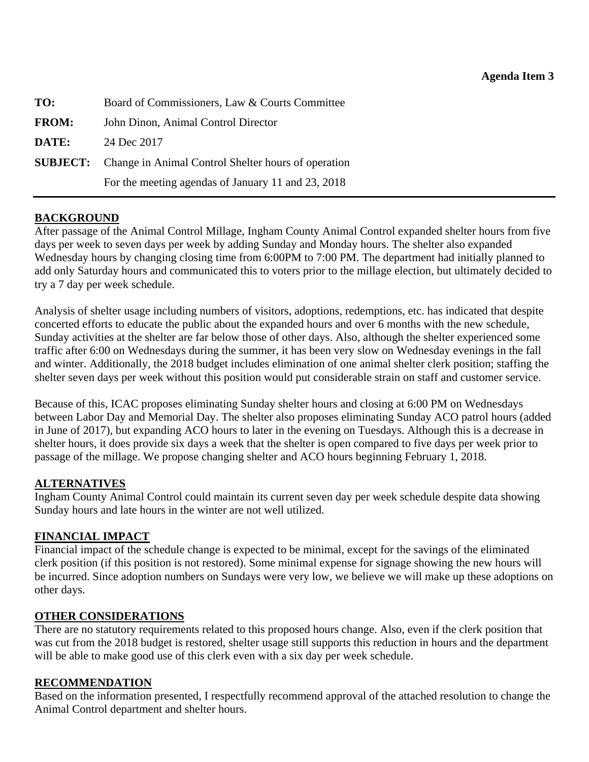**Agenda Item 3**

| | |
|---|---|
| **TO:** | Board of Commissioners, Law & Courts Committee |
| **FROM:** | John Dinon, Animal Control Director |
| **DATE:** | 24 Dec 2017 |
| **SUBJECT:** | Change in Animal Control Shelter hours of operation<br>For the meeting agendas of January 11 and 23, 2018 |

## BACKGROUND

After passage of the Animal Control Millage, Ingham County Animal Control expanded shelter hours from five days per week to seven days per week by adding Sunday and Monday hours. The shelter also expanded Wednesday hours by changing closing time from 6:00PM to 7:00 PM. The department had initially planned to add only Saturday hours and communicated this to voters prior to the millage election, but ultimately decided to try a 7 day per week schedule.

Analysis of shelter usage including numbers of visitors, adoptions, redemptions, etc. has indicated that despite concerted efforts to educate the public about the expanded hours and over 6 months with the new schedule, Sunday activities at the shelter are far below those of other days. Also, although the shelter experienced some traffic after 6:00 on Wednesdays during the summer, it has been very slow on Wednesday evenings in the fall and winter. Additionally, the 2018 budget includes elimination of one animal shelter clerk position; staffing the shelter seven days per week without this position would put considerable strain on staff and customer service.

Because of this, ICAC proposes eliminating Sunday shelter hours and closing at 6:00 PM on Wednesdays between Labor Day and Memorial Day. The shelter also proposes eliminating Sunday ACO patrol hours (added in June of 2017), but expanding ACO hours to later in the evening on Tuesdays. Although this is a decrease in shelter hours, it does provide six days a week that the shelter is open compared to five days per week prior to passage of the millage. We propose changing shelter and ACO hours beginning February 1, 2018.

## ALTERNATIVES

Ingham County Animal Control could maintain its current seven day per week schedule despite data showing Sunday hours and late hours in the winter are not well utilized.

## FINANCIAL IMPACT

Financial impact of the schedule change is expected to be minimal, except for the savings of the eliminated clerk position (if this position is not restored). Some minimal expense for signage showing the new hours will be incurred. Since adoption numbers on Sundays were very low, we believe we will make up these adoptions on other days.

## OTHER CONSIDERATIONS

There are no statutory requirements related to this proposed hours change. Also, even if the clerk position that was cut from the 2018 budget is restored, shelter usage still supports this reduction in hours and the department will be able to make good use of this clerk even with a six day per week schedule.

## RECOMMENDATION

Based on the information presented, I respectfully recommend approval of the attached resolution to change the Animal Control department and shelter hours.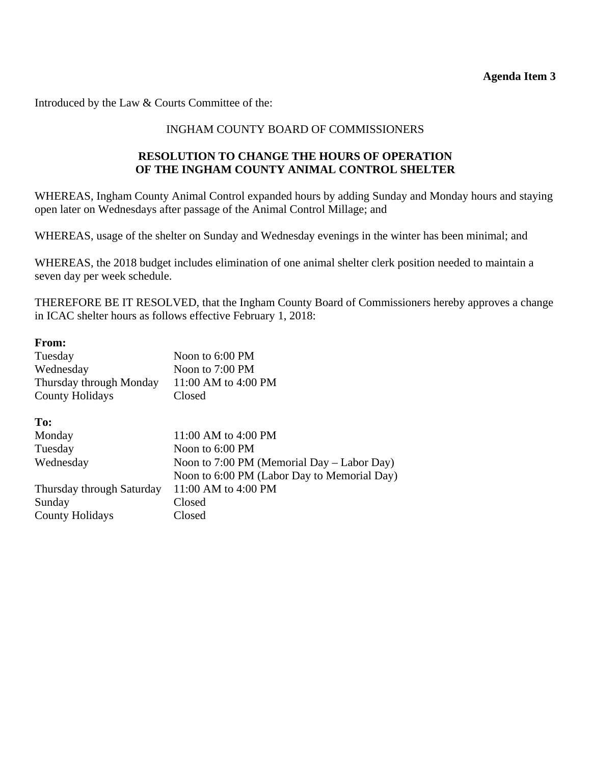**Agenda Item 3**

Introduced by the Law & Courts Committee of the:

INGHAM COUNTY BOARD OF COMMISSIONERS

**RESOLUTION TO CHANGE THE HOURS OF OPERATION OF THE INGHAM COUNTY ANIMAL CONTROL SHELTER**

WHEREAS, Ingham County Animal Control expanded hours by adding Sunday and Monday hours and staying open later on Wednesdays after passage of the Animal Control Millage; and

WHEREAS, usage of the shelter on Sunday and Wednesday evenings in the winter has been minimal; and

WHEREAS, the 2018 budget includes elimination of one animal shelter clerk position needed to maintain a seven day per week schedule.

THEREFORE BE IT RESOLVED, that the Ingham County Board of Commissioners hereby approves a change in ICAC shelter hours as follows effective February 1, 2018:

**From:**

| | |
|---|---|
| Tuesday | Noon to 6:00 PM |
| Wednesday | Noon to 7:00 PM |
| Thursday through Monday | 11:00 AM to 4:00 PM |
| County Holidays | Closed |

**To:**

| | |
|---|---|
| Monday | 11:00 AM to 4:00 PM |
| Tuesday | Noon to 6:00 PM |
| Wednesday | Noon to 7:00 PM (Memorial Day – Labor Day)<br>Noon to 6:00 PM (Labor Day to Memorial Day) |
| Thursday through Saturday | 11:00 AM to 4:00 PM |
| Sunday | Closed |
| County Holidays | Closed |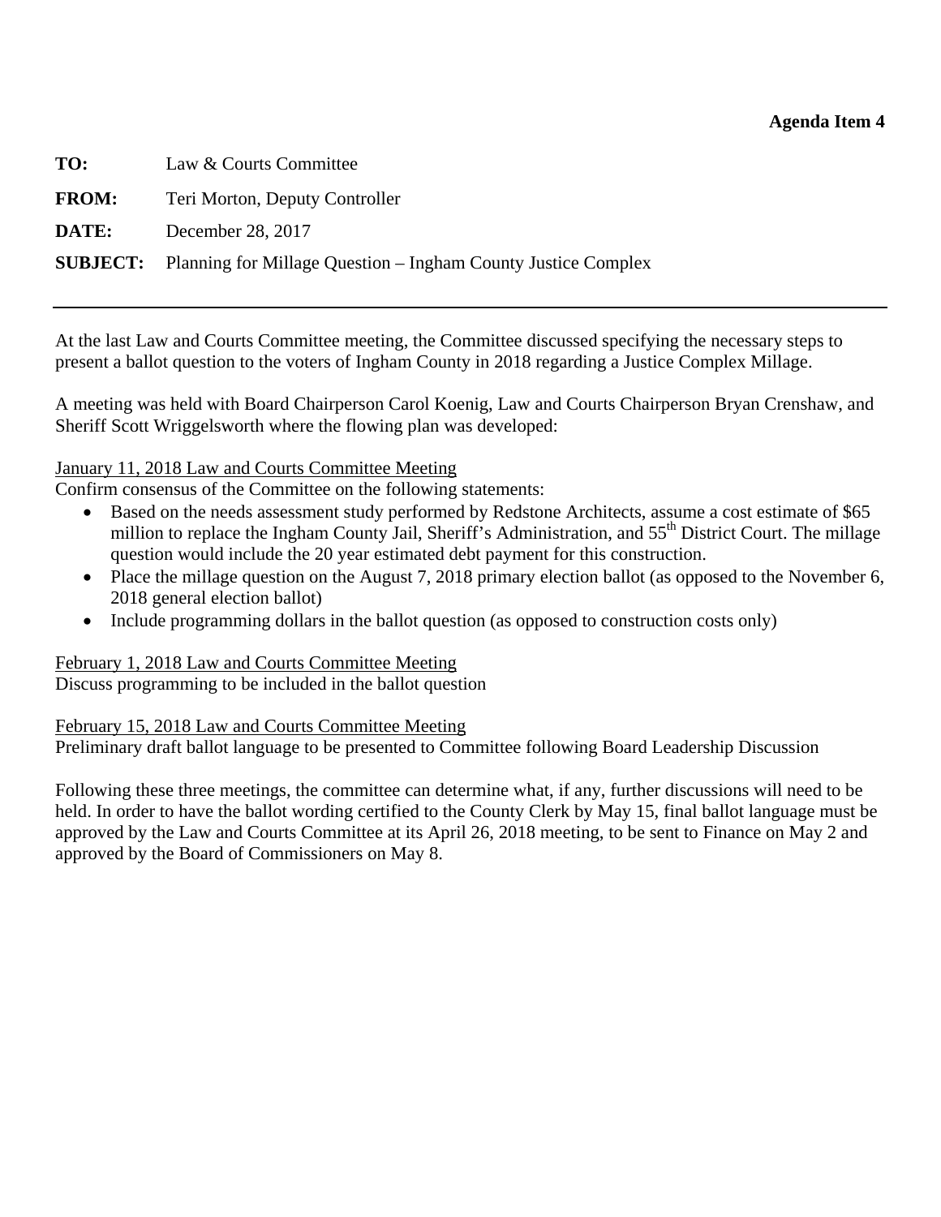**Agenda Item 4**

**TO:** Law & Courts Committee

**FROM:** Teri Morton, Deputy Controller

**DATE:** December 28, 2017

**SUBJECT:** Planning for Millage Question – Ingham County Justice Complex

---

At the last Law and Courts Committee meeting, the Committee discussed specifying the necessary steps to present a ballot question to the voters of Ingham County in 2018 regarding a Justice Complex Millage.

A meeting was held with Board Chairperson Carol Koenig, Law and Courts Chairperson Bryan Crenshaw, and Sheriff Scott Wriggelsworth where the flowing plan was developed:

<u>January 11, 2018 Law and Courts Committee Meeting</u>
Confirm consensus of the Committee on the following statements:

- Based on the needs assessment study performed by Redstone Architects, assume a cost estimate of $65 million to replace the Ingham County Jail, Sheriff's Administration, and 55th District Court. The millage question would include the 20 year estimated debt payment for this construction.
- Place the millage question on the August 7, 2018 primary election ballot (as opposed to the November 6, 2018 general election ballot)
- Include programming dollars in the ballot question (as opposed to construction costs only)

<u>February 1, 2018 Law and Courts Committee Meeting</u>
Discuss programming to be included in the ballot question

<u>February 15, 2018 Law and Courts Committee Meeting</u>
Preliminary draft ballot language to be presented to Committee following Board Leadership Discussion

Following these three meetings, the committee can determine what, if any, further discussions will need to be held. In order to have the ballot wording certified to the County Clerk by May 15, final ballot language must be approved by the Law and Courts Committee at its April 26, 2018 meeting, to be sent to Finance on May 2 and approved by the Board of Commissioners on May 8.